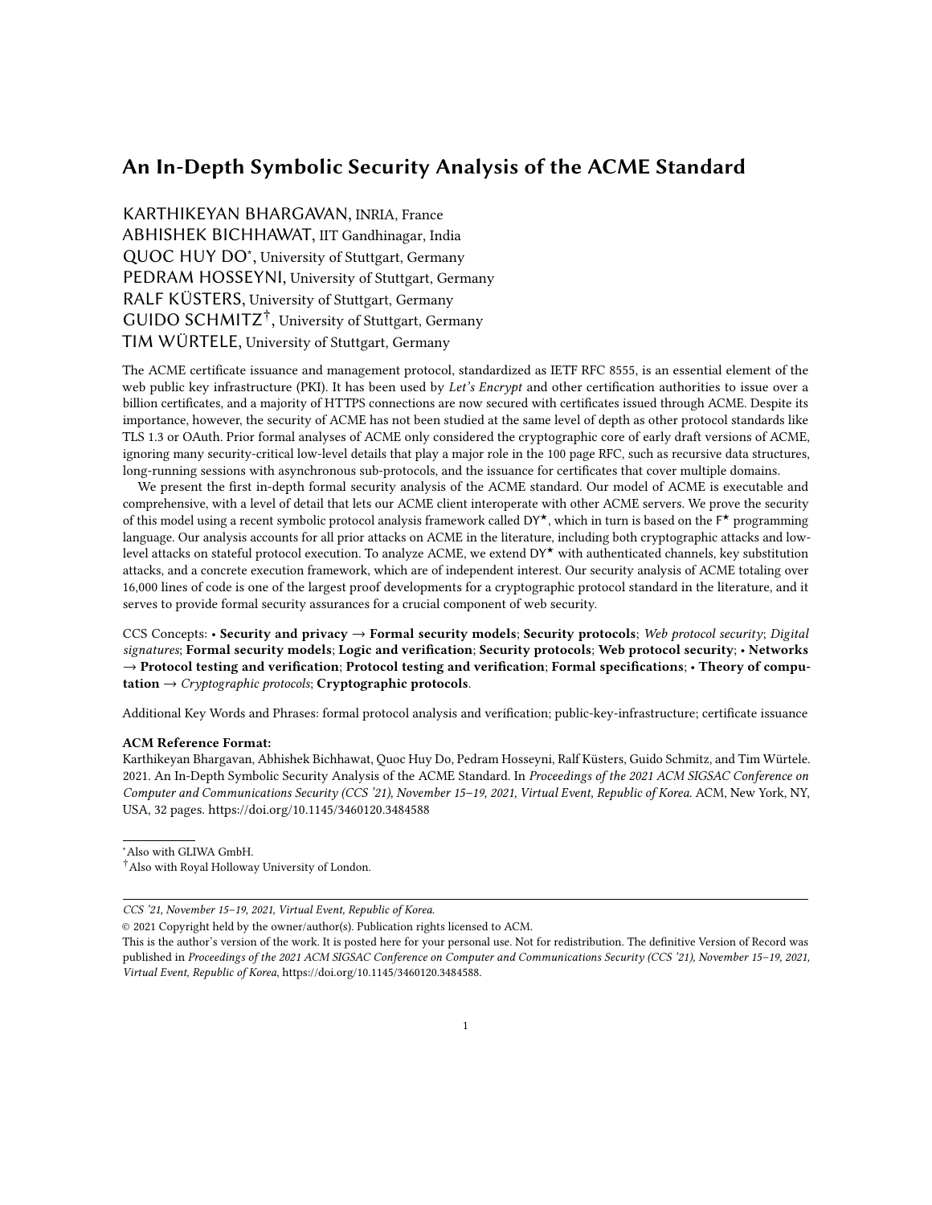# An In-Depth Symbolic Security Analysis of the ACME Standard

KARTHIKEYAN BHARGAVAN, INRIA, France
ABHISHEK BICHHAWAT, IIT Gandhinagar, India
QUOC HUY DO[*], University of Stuttgart, Germany
PEDRAM HOSSEYNI, University of Stuttgart, Germany
RALF KÜSTERS, University of Stuttgart, Germany
GUIDO SCHMITZ[†], University of Stuttgart, Germany
TIM WÜRTELE, University of Stuttgart, Germany

The ACME certificate issuance and management protocol, standardized as IETF RFC 8555, is an essential element of the web public key infrastructure (PKI). It has been used by *Let's Encrypt* and other certification authorities to issue over a billion certificates, and a majority of HTTPS connections are now secured with certificates issued through ACME. Despite its importance, however, the security of ACME has not been studied at the same level of depth as other protocol standards like TLS 1.3 or OAuth. Prior formal analyses of ACME only considered the cryptographic core of early draft versions of ACME, ignoring many security-critical low-level details that play a major role in the 100 page RFC, such as recursive data structures, long-running sessions with asynchronous sub-protocols, and the issuance for certificates that cover multiple domains.

We present the first in-depth formal security analysis of the ACME standard. Our model of ACME is executable and comprehensive, with a level of detail that lets our ACME client interoperate with other ACME servers. We prove the security of this model using a recent symbolic protocol analysis framework called DY$^\star$, which in turn is based on the F$^\star$ programming language. Our analysis accounts for all prior attacks on ACME in the literature, including both cryptographic attacks and low-level attacks on stateful protocol execution. To analyze ACME, we extend DY$^\star$ with authenticated channels, key substitution attacks, and a concrete execution framework, which are of independent interest. Our security analysis of ACME totaling over 16,000 lines of code is one of the largest proof developments for a cryptographic protocol standard in the literature, and it serves to provide formal security assurances for a crucial component of web security.

CCS Concepts: • **Security and privacy** → **Formal security models**; **Security protocols**; *Web protocol security*; *Digital signatures*; **Formal security models**; **Logic and verification**; **Security protocols**; **Web protocol security**; • **Networks** → **Protocol testing and verification**; **Protocol testing and verification**; **Formal specifications**; • **Theory of computation** → *Cryptographic protocols*; **Cryptographic protocols**.

Additional Key Words and Phrases: formal protocol analysis and verification; public-key-infrastructure; certificate issuance

**ACM Reference Format:**
Karthikeyan Bhargavan, Abhishek Bichhawat, Quoc Huy Do, Pedram Hosseyni, Ralf Küsters, Guido Schmitz, and Tim Würtele. 2021. An In-Depth Symbolic Security Analysis of the ACME Standard. In *Proceedings of the 2021 ACM SIGSAC Conference on Computer and Communications Security (CCS '21), November 15–19, 2021, Virtual Event, Republic of Korea.* ACM, New York, NY, USA, 32 pages. https://doi.org/10.1145/3460120.3484588

[*] Also with GLIWA GmbH.
[†] Also with Royal Holloway University of London.

*CCS '21, November 15–19, 2021, Virtual Event, Republic of Korea.*
© 2021 Copyright held by the owner/author(s). Publication rights licensed to ACM.
This is the author's version of the work. It is posted here for your personal use. Not for redistribution. The definitive Version of Record was published in *Proceedings of the 2021 ACM SIGSAC Conference on Computer and Communications Security (CCS '21), November 15–19, 2021, Virtual Event, Republic of Korea*, https://doi.org/10.1145/3460120.3484588.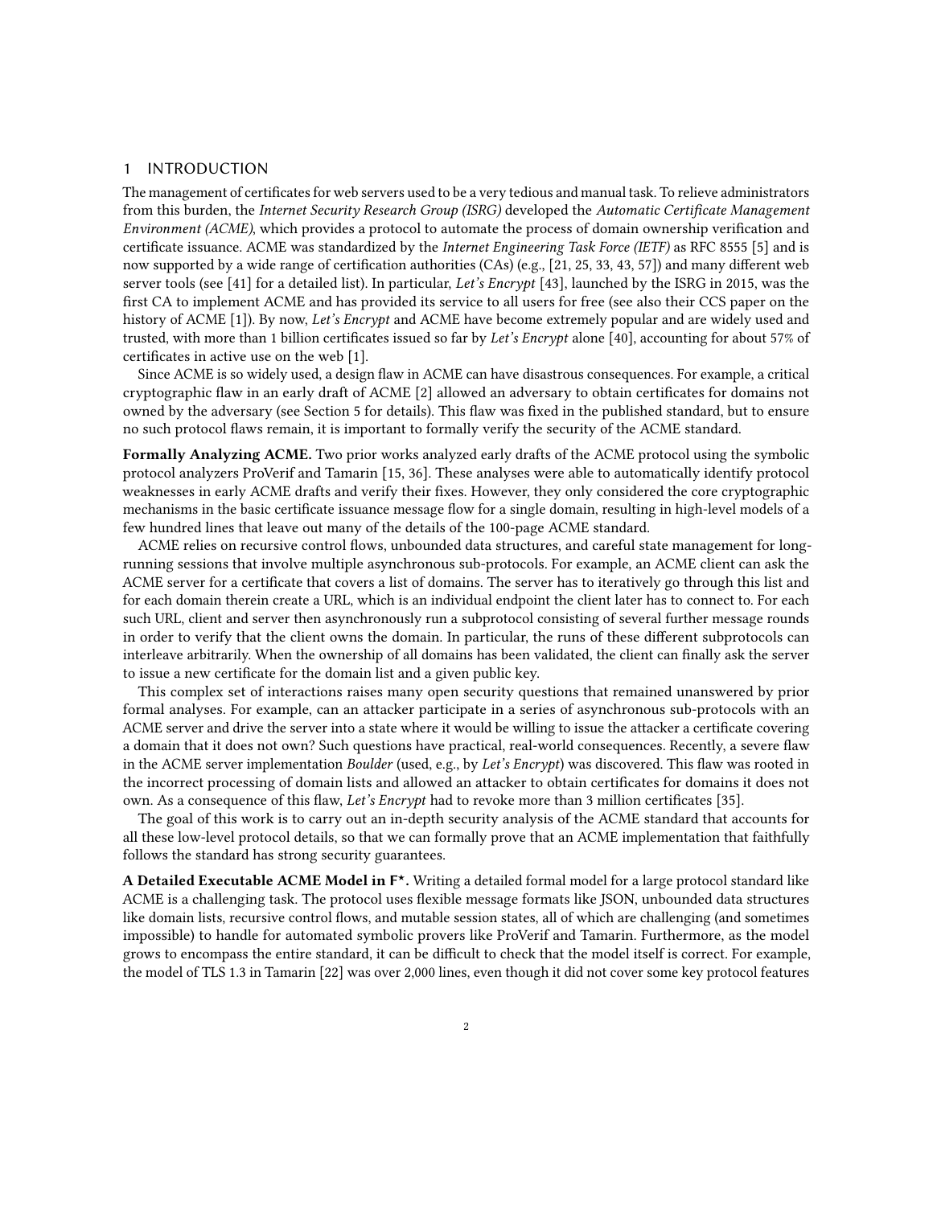## 1 INTRODUCTION

The management of certificates for web servers used to be a very tedious and manual task. To relieve administrators from this burden, the *Internet Security Research Group (ISRG)* developed the *Automatic Certificate Management Environment (ACME)*, which provides a protocol to automate the process of domain ownership verification and certificate issuance. ACME was standardized by the *Internet Engineering Task Force (IETF)* as RFC 8555 [5] and is now supported by a wide range of certification authorities (CAs) (e.g., [21, 25, 33, 43, 57]) and many different web server tools (see [41] for a detailed list). In particular, *Let's Encrypt* [43], launched by the ISRG in 2015, was the first CA to implement ACME and has provided its service to all users for free (see also their CCS paper on the history of ACME [1]). By now, *Let's Encrypt* and ACME have become extremely popular and are widely used and trusted, with more than 1 billion certificates issued so far by *Let's Encrypt* alone [40], accounting for about 57% of certificates in active use on the web [1].

Since ACME is so widely used, a design flaw in ACME can have disastrous consequences. For example, a critical cryptographic flaw in an early draft of ACME [2] allowed an adversary to obtain certificates for domains not owned by the adversary (see Section 5 for details). This flaw was fixed in the published standard, but to ensure no such protocol flaws remain, it is important to formally verify the security of the ACME standard.

**Formally Analyzing ACME.** Two prior works analyzed early drafts of the ACME protocol using the symbolic protocol analyzers ProVerif and Tamarin [15, 36]. These analyses were able to automatically identify protocol weaknesses in early ACME drafts and verify their fixes. However, they only considered the core cryptographic mechanisms in the basic certificate issuance message flow for a single domain, resulting in high-level models of a few hundred lines that leave out many of the details of the 100-page ACME standard.

ACME relies on recursive control flows, unbounded data structures, and careful state management for long-running sessions that involve multiple asynchronous sub-protocols. For example, an ACME client can ask the ACME server for a certificate that covers a list of domains. The server has to iteratively go through this list and for each domain therein create a URL, which is an individual endpoint the client later has to connect to. For each such URL, client and server then asynchronously run a subprotocol consisting of several further message rounds in order to verify that the client owns the domain. In particular, the runs of these different subprotocols can interleave arbitrarily. When the ownership of all domains has been validated, the client can finally ask the server to issue a new certificate for the domain list and a given public key.

This complex set of interactions raises many open security questions that remained unanswered by prior formal analyses. For example, can an attacker participate in a series of asynchronous sub-protocols with an ACME server and drive the server into a state where it would be willing to issue the attacker a certificate covering a domain that it does not own? Such questions have practical, real-world consequences. Recently, a severe flaw in the ACME server implementation *Boulder* (used, e.g., by *Let's Encrypt*) was discovered. This flaw was rooted in the incorrect processing of domain lists and allowed an attacker to obtain certificates for domains it does not own. As a consequence of this flaw, *Let's Encrypt* had to revoke more than 3 million certificates [35].

The goal of this work is to carry out an in-depth security analysis of the ACME standard that accounts for all these low-level protocol details, so that we can formally prove that an ACME implementation that faithfully follows the standard has strong security guarantees.

**A Detailed Executable ACME Model in F\*.** Writing a detailed formal model for a large protocol standard like ACME is a challenging task. The protocol uses flexible message formats like JSON, unbounded data structures like domain lists, recursive control flows, and mutable session states, all of which are challenging (and sometimes impossible) to handle for automated symbolic provers like ProVerif and Tamarin. Furthermore, as the model grows to encompass the entire standard, it can be difficult to check that the model itself is correct. For example, the model of TLS 1.3 in Tamarin [22] was over 2,000 lines, even though it did not cover some key protocol features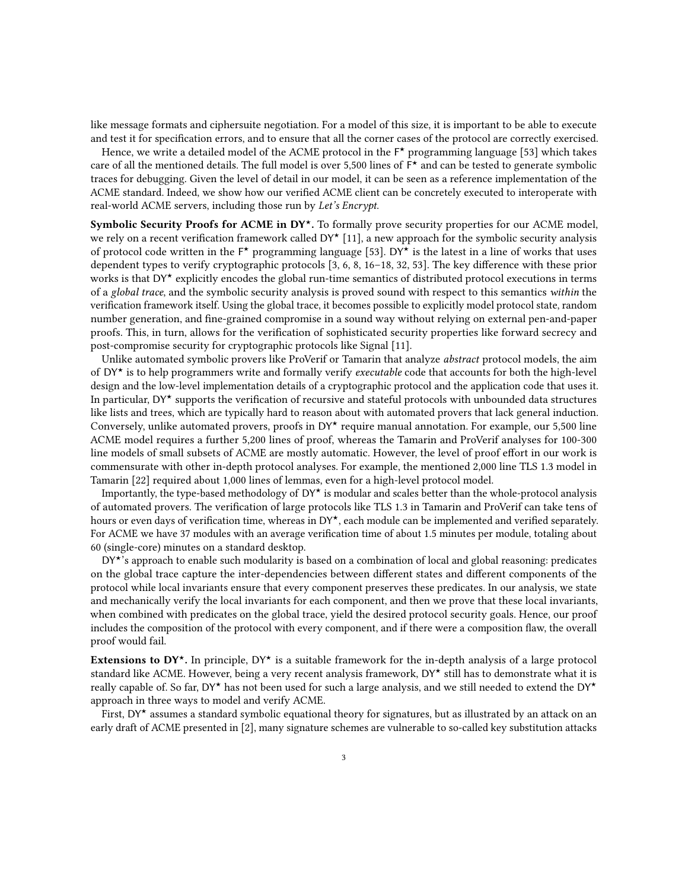like message formats and ciphersuite negotiation. For a model of this size, it is important to be able to execute and test it for specification errors, and to ensure that all the corner cases of the protocol are correctly exercised.

Hence, we write a detailed model of the ACME protocol in the F* programming language [53] which takes care of all the mentioned details. The full model is over 5,500 lines of F* and can be tested to generate symbolic traces for debugging. Given the level of detail in our model, it can be seen as a reference implementation of the ACME standard. Indeed, we show how our verified ACME client can be concretely executed to interoperate with real-world ACME servers, including those run by *Let's Encrypt*.

**Symbolic Security Proofs for ACME in DY*.** To formally prove security properties for our ACME model, we rely on a recent verification framework called DY* [11], a new approach for the symbolic security analysis of protocol code written in the F* programming language [53]. DY* is the latest in a line of works that uses dependent types to verify cryptographic protocols [3, 6, 8, 16–18, 32, 53]. The key difference with these prior works is that DY* explicitly encodes the global run-time semantics of distributed protocol executions in terms of a *global trace*, and the symbolic security analysis is proved sound with respect to this semantics *within* the verification framework itself. Using the global trace, it becomes possible to explicitly model protocol state, random number generation, and fine-grained compromise in a sound way without relying on external pen-and-paper proofs. This, in turn, allows for the verification of sophisticated security properties like forward secrecy and post-compromise security for cryptographic protocols like Signal [11].

Unlike automated symbolic provers like ProVerif or Tamarin that analyze *abstract* protocol models, the aim of DY* is to help programmers write and formally verify *executable* code that accounts for both the high-level design and the low-level implementation details of a cryptographic protocol and the application code that uses it. In particular, DY* supports the verification of recursive and stateful protocols with unbounded data structures like lists and trees, which are typically hard to reason about with automated provers that lack general induction. Conversely, unlike automated provers, proofs in DY* require manual annotation. For example, our 5,500 line ACME model requires a further 5,200 lines of proof, whereas the Tamarin and ProVerif analyses for 100-300 line models of small subsets of ACME are mostly automatic. However, the level of proof effort in our work is commensurate with other in-depth protocol analyses. For example, the mentioned 2,000 line TLS 1.3 model in Tamarin [22] required about 1,000 lines of lemmas, even for a high-level protocol model.

Importantly, the type-based methodology of DY* is modular and scales better than the whole-protocol analysis of automated provers. The verification of large protocols like TLS 1.3 in Tamarin and ProVerif can take tens of hours or even days of verification time, whereas in DY*, each module can be implemented and verified separately. For ACME we have 37 modules with an average verification time of about 1.5 minutes per module, totaling about 60 (single-core) minutes on a standard desktop.

DY*'s approach to enable such modularity is based on a combination of local and global reasoning: predicates on the global trace capture the inter-dependencies between different states and different components of the protocol while local invariants ensure that every component preserves these predicates. In our analysis, we state and mechanically verify the local invariants for each component, and then we prove that these local invariants, when combined with predicates on the global trace, yield the desired protocol security goals. Hence, our proof includes the composition of the protocol with every component, and if there were a composition flaw, the overall proof would fail.

**Extensions to DY*.** In principle, DY* is a suitable framework for the in-depth analysis of a large protocol standard like ACME. However, being a very recent analysis framework, DY* still has to demonstrate what it is really capable of. So far, DY* has not been used for such a large analysis, and we still needed to extend the DY* approach in three ways to model and verify ACME.

First, DY* assumes a standard symbolic equational theory for signatures, but as illustrated by an attack on an early draft of ACME presented in [2], many signature schemes are vulnerable to so-called key substitution attacks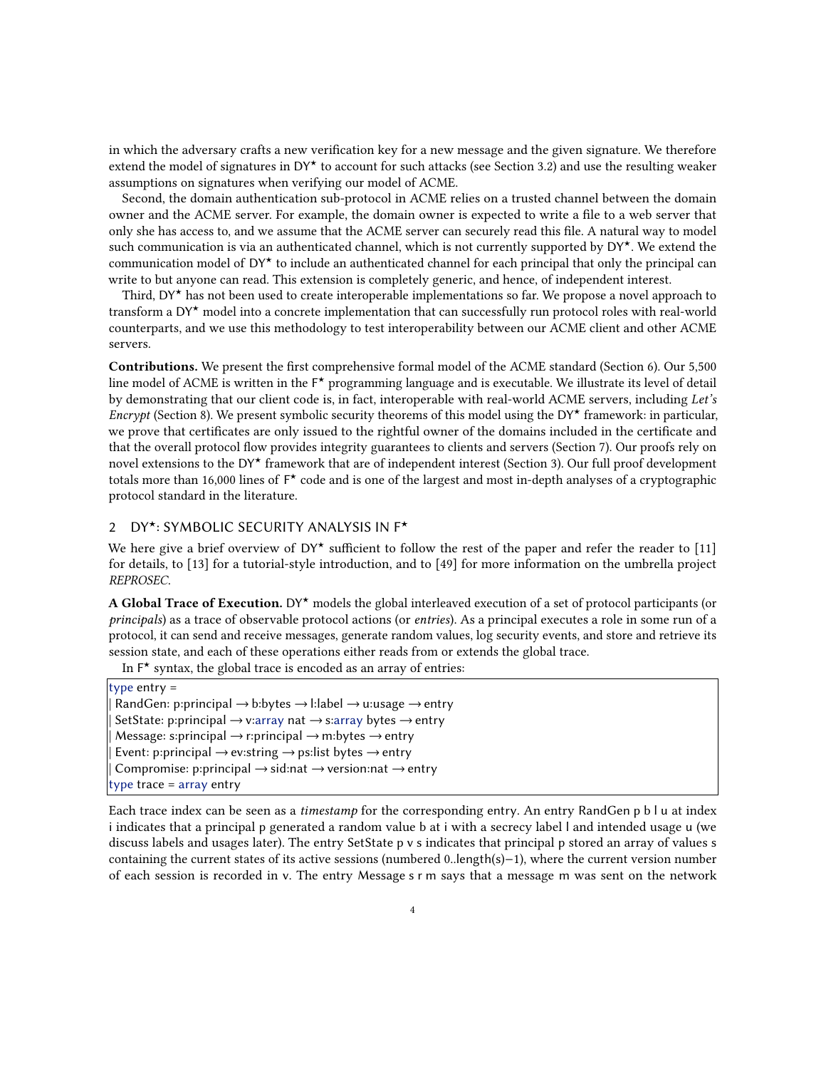in which the adversary crafts a new verification key for a new message and the given signature. We therefore extend the model of signatures in DY* to account for such attacks (see Section 3.2) and use the resulting weaker assumptions on signatures when verifying our model of ACME.

Second, the domain authentication sub-protocol in ACME relies on a trusted channel between the domain owner and the ACME server. For example, the domain owner is expected to write a file to a web server that only she has access to, and we assume that the ACME server can securely read this file. A natural way to model such communication is via an authenticated channel, which is not currently supported by DY*. We extend the communication model of DY* to include an authenticated channel for each principal that only the principal can write to but anyone can read. This extension is completely generic, and hence, of independent interest.

Third, DY* has not been used to create interoperable implementations so far. We propose a novel approach to transform a DY* model into a concrete implementation that can successfully run protocol roles with real-world counterparts, and we use this methodology to test interoperability between our ACME client and other ACME servers.

**Contributions.** We present the first comprehensive formal model of the ACME standard (Section 6). Our 5,500 line model of ACME is written in the F* programming language and is executable. We illustrate its level of detail by demonstrating that our client code is, in fact, interoperable with real-world ACME servers, including *Let's Encrypt* (Section 8). We present symbolic security theorems of this model using the DY* framework: in particular, we prove that certificates are only issued to the rightful owner of the domains included in the certificate and that the overall protocol flow provides integrity guarantees to clients and servers (Section 7). Our proofs rely on novel extensions to the DY* framework that are of independent interest (Section 3). Our full proof development totals more than 16,000 lines of F* code and is one of the largest and most in-depth analyses of a cryptographic protocol standard in the literature.

## 2 DY*: SYMBOLIC SECURITY ANALYSIS IN F*

We here give a brief overview of DY* sufficient to follow the rest of the paper and refer the reader to [11] for details, to [13] for a tutorial-style introduction, and to [49] for more information on the umbrella project *REPROSEC*.

**A Global Trace of Execution.** DY* models the global interleaved execution of a set of protocol participants (or *principals*) as a trace of observable protocol actions (or *entries*). As a principal executes a role in some run of a protocol, it can send and receive messages, generate random values, log security events, and store and retrieve its session state, and each of these operations either reads from or extends the global trace.

In F* syntax, the global trace is encoded as an array of entries:

```
type entry =
| RandGen: p:principal → b:bytes → l:label → u:usage → entry
| SetState: p:principal → v:array nat → s:array bytes → entry
| Message: s:principal → r:principal → m:bytes → entry
| Event: p:principal → ev:string → ps:list bytes → entry
| Compromise: p:principal → sid:nat → version:nat → entry
type trace = array entry
```

Each trace index can be seen as a *timestamp* for the corresponding entry. An entry RandGen p b l u at index i indicates that a principal p generated a random value b at i with a secrecy label l and intended usage u (we discuss labels and usages later). The entry SetState p v s indicates that principal p stored an array of values s containing the current states of its active sessions (numbered 0..length(s)−1), where the current version number of each session is recorded in v. The entry Message s r m says that a message m was sent on the network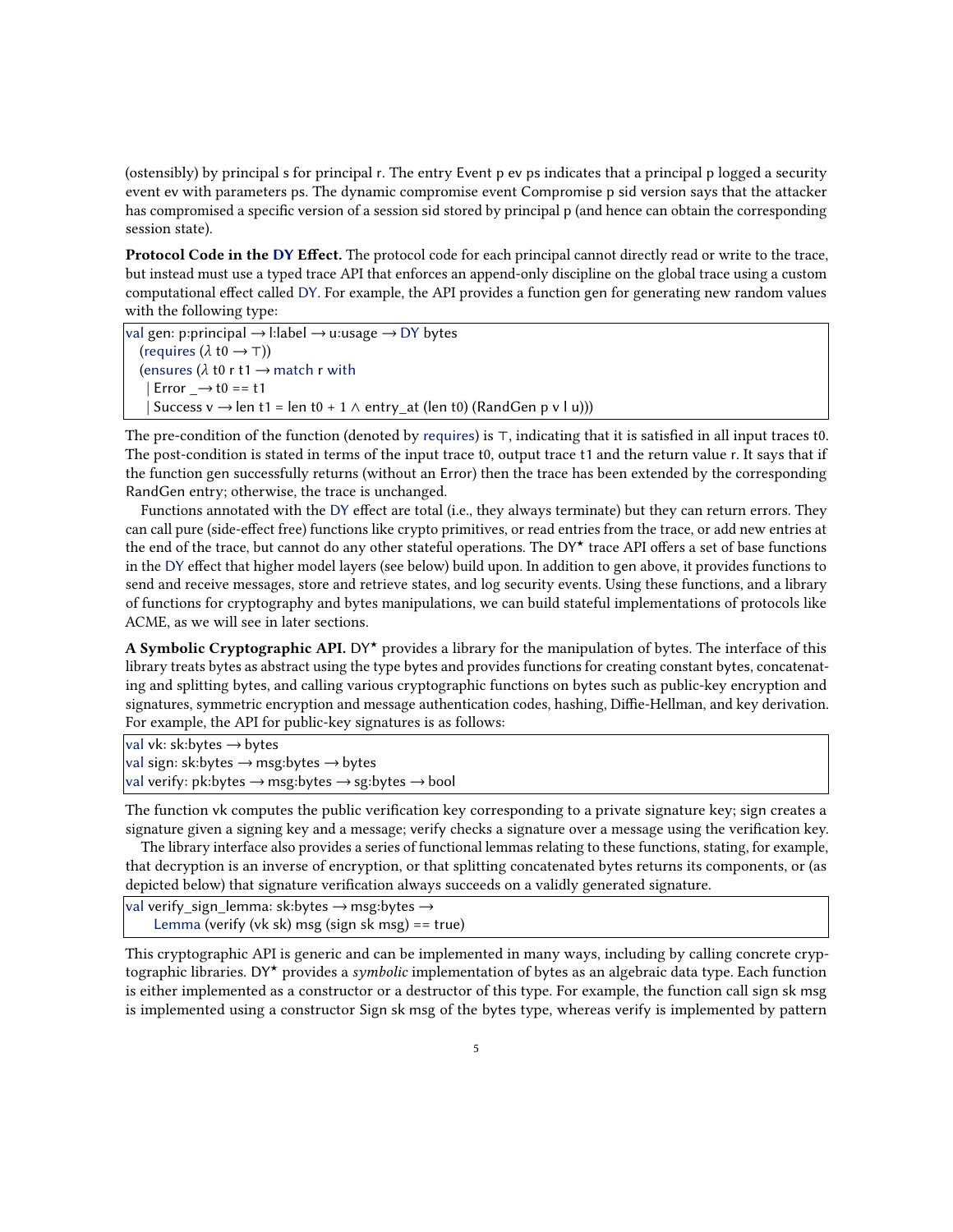(ostensibly) by principal s for principal r. The entry Event p ev ps indicates that a principal p logged a security event ev with parameters ps. The dynamic compromise event Compromise p sid version says that the attacker has compromised a specific version of a session sid stored by principal p (and hence can obtain the corresponding session state).

**Protocol Code in the DY Effect.** The protocol code for each principal cannot directly read or write to the trace, but instead must use a typed trace API that enforces an append-only discipline on the global trace using a custom computational effect called DY. For example, the API provides a function gen for generating new random values with the following type:

```
val gen: p:principal → l:label → u:usage → DY bytes
  (requires (λ t0 → ⊤))
  (ensures (λ t0 r t1 → match r with
   | Error _ → t0 == t1
   | Success v → len t1 = len t0 + 1 ∧ entry_at (len t0) (RandGen p v l u)))
```

The pre-condition of the function (denoted by requires) is ⊤, indicating that it is satisfied in all input traces t0. The post-condition is stated in terms of the input trace t0, output trace t1 and the return value r. It says that if the function gen successfully returns (without an Error) then the trace has been extended by the corresponding RandGen entry; otherwise, the trace is unchanged.

Functions annotated with the DY effect are total (i.e., they always terminate) but they can return errors. They can call pure (side-effect free) functions like crypto primitives, or read entries from the trace, or add new entries at the end of the trace, but cannot do any other stateful operations. The DY⋆ trace API offers a set of base functions in the DY effect that higher model layers (see below) build upon. In addition to gen above, it provides functions to send and receive messages, store and retrieve states, and log security events. Using these functions, and a library of functions for cryptography and bytes manipulations, we can build stateful implementations of protocols like ACME, as we will see in later sections.

**A Symbolic Cryptographic API.** DY⋆ provides a library for the manipulation of bytes. The interface of this library treats bytes as abstract using the type bytes and provides functions for creating constant bytes, concatenating and splitting bytes, and calling various cryptographic functions on bytes such as public-key encryption and signatures, symmetric encryption and message authentication codes, hashing, Diffie-Hellman, and key derivation. For example, the API for public-key signatures is as follows:

```
val vk: sk:bytes → bytes
val sign: sk:bytes → msg:bytes → bytes
val verify: pk:bytes → msg:bytes → sg:bytes → bool
```

The function vk computes the public verification key corresponding to a private signature key; sign creates a signature given a signing key and a message; verify checks a signature over a message using the verification key.

The library interface also provides a series of functional lemmas relating to these functions, stating, for example, that decryption is an inverse of encryption, or that splitting concatenated bytes returns its components, or (as depicted below) that signature verification always succeeds on a validly generated signature.

```
val verify_sign_lemma: sk:bytes → msg:bytes →
    Lemma (verify (vk sk) msg (sign sk msg) == true)
```

This cryptographic API is generic and can be implemented in many ways, including by calling concrete cryptographic libraries. DY⋆ provides a *symbolic* implementation of bytes as an algebraic data type. Each function is either implemented as a constructor or a destructor of this type. For example, the function call sign sk msg is implemented using a constructor Sign sk msg of the bytes type, whereas verify is implemented by pattern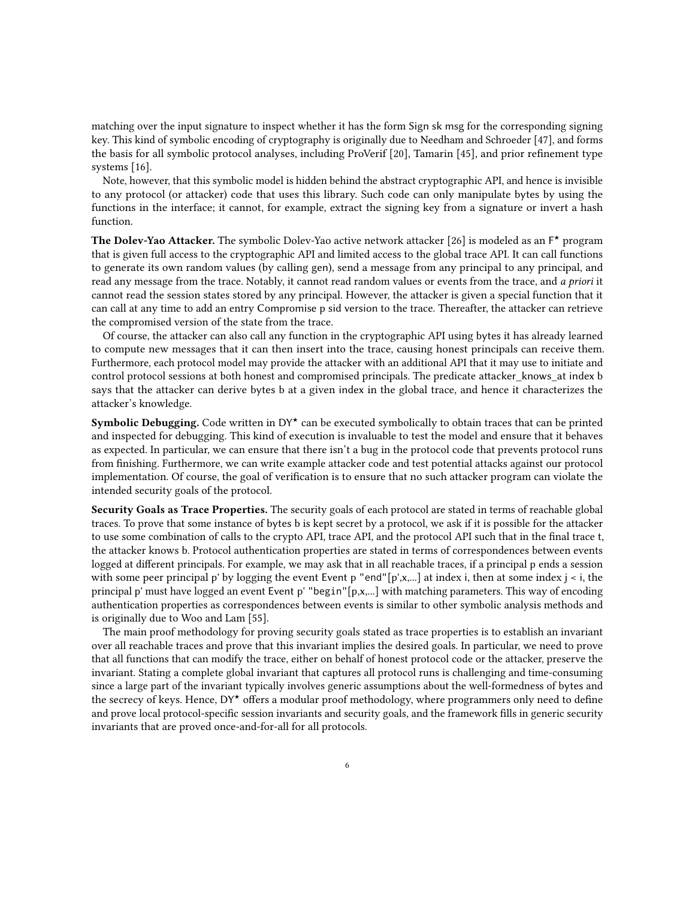matching over the input signature to inspect whether it has the form Sign sk msg for the corresponding signing key. This kind of symbolic encoding of cryptography is originally due to Needham and Schroeder [47], and forms the basis for all symbolic protocol analyses, including ProVerif [20], Tamarin [45], and prior refinement type systems [16].

Note, however, that this symbolic model is hidden behind the abstract cryptographic API, and hence is invisible to any protocol (or attacker) code that uses this library. Such code can only manipulate bytes by using the functions in the interface; it cannot, for example, extract the signing key from a signature or invert a hash function.

**The Dolev-Yao Attacker.** The symbolic Dolev-Yao active network attacker [26] is modeled as an F⋆ program that is given full access to the cryptographic API and limited access to the global trace API. It can call functions to generate its own random values (by calling gen), send a message from any principal to any principal, and read any message from the trace. Notably, it cannot read random values or events from the trace, and *a priori* it cannot read the session states stored by any principal. However, the attacker is given a special function that it can call at any time to add an entry Compromise p sid version to the trace. Thereafter, the attacker can retrieve the compromised version of the state from the trace.

Of course, the attacker can also call any function in the cryptographic API using bytes it has already learned to compute new messages that it can then insert into the trace, causing honest principals can receive them. Furthermore, each protocol model may provide the attacker with an additional API that it may use to initiate and control protocol sessions at both honest and compromised principals. The predicate attacker_knows_at index b says that the attacker can derive bytes b at a given index in the global trace, and hence it characterizes the attacker's knowledge.

**Symbolic Debugging.** Code written in DY⋆ can be executed symbolically to obtain traces that can be printed and inspected for debugging. This kind of execution is invaluable to test the model and ensure that it behaves as expected. In particular, we can ensure that there isn't a bug in the protocol code that prevents protocol runs from finishing. Furthermore, we can write example attacker code and test potential attacks against our protocol implementation. Of course, the goal of verification is to ensure that no such attacker program can violate the intended security goals of the protocol.

**Security Goals as Trace Properties.** The security goals of each protocol are stated in terms of reachable global traces. To prove that some instance of bytes b is kept secret by a protocol, we ask if it is possible for the attacker to use some combination of calls to the crypto API, trace API, and the protocol API such that in the final trace t, the attacker knows b. Protocol authentication properties are stated in terms of correspondences between events logged at different principals. For example, we may ask that in all reachable traces, if a principal p ends a session with some peer principal p' by logging the event Event p "end"[p',x,...] at index i, then at some index j < i, the principal p' must have logged an event Event p' "begin"[p,x,...] with matching parameters. This way of encoding authentication properties as correspondences between events is similar to other symbolic analysis methods and is originally due to Woo and Lam [55].

The main proof methodology for proving security goals stated as trace properties is to establish an invariant over all reachable traces and prove that this invariant implies the desired goals. In particular, we need to prove that all functions that can modify the trace, either on behalf of honest protocol code or the attacker, preserve the invariant. Stating a complete global invariant that captures all protocol runs is challenging and time-consuming since a large part of the invariant typically involves generic assumptions about the well-formedness of bytes and the secrecy of keys. Hence, DY⋆ offers a modular proof methodology, where programmers only need to define and prove local protocol-specific session invariants and security goals, and the framework fills in generic security invariants that are proved once-and-for-all for all protocols.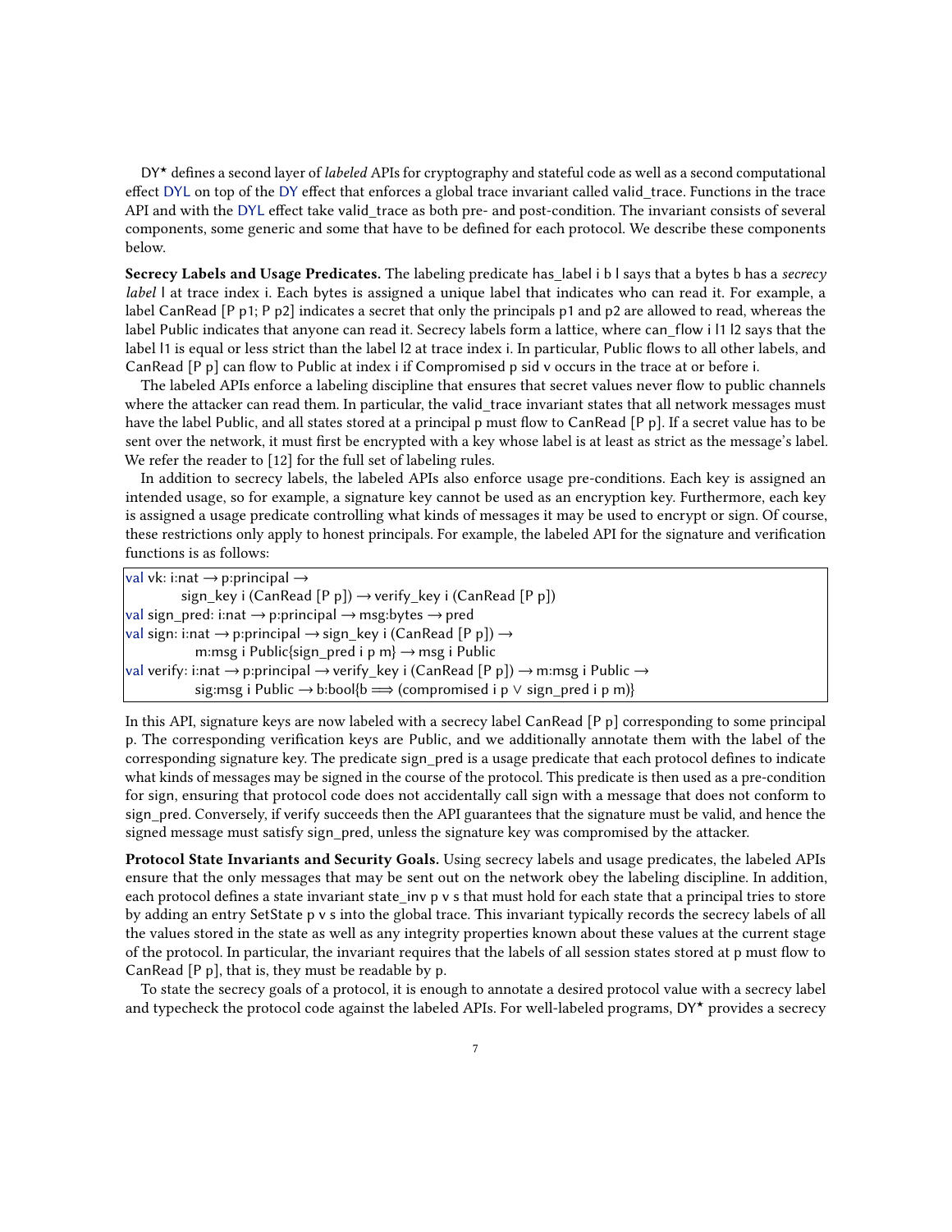DY⋆ defines a second layer of *labeled* APIs for cryptography and stateful code as well as a second computational effect DYL on top of the DY effect that enforces a global trace invariant called valid_trace. Functions in the trace API and with the DYL effect take valid_trace as both pre- and post-condition. The invariant consists of several components, some generic and some that have to be defined for each protocol. We describe these components below.

**Secrecy Labels and Usage Predicates.** The labeling predicate has_label i b l says that a bytes b has a *secrecy label* l at trace index i. Each bytes is assigned a unique label that indicates who can read it. For example, a label CanRead [P p1; P p2] indicates a secret that only the principals p1 and p2 are allowed to read, whereas the label Public indicates that anyone can read it. Secrecy labels form a lattice, where can_flow i l1 l2 says that the label l1 is equal or less strict than the label l2 at trace index i. In particular, Public flows to all other labels, and CanRead [P p] can flow to Public at index i if Compromised p sid v occurs in the trace at or before i.

The labeled APIs enforce a labeling discipline that ensures that secret values never flow to public channels where the attacker can read them. In particular, the valid_trace invariant states that all network messages must have the label Public, and all states stored at a principal p must flow to CanRead [P p]. If a secret value has to be sent over the network, it must first be encrypted with a key whose label is at least as strict as the message's label. We refer the reader to [12] for the full set of labeling rules.

In addition to secrecy labels, the labeled APIs also enforce usage pre-conditions. Each key is assigned an intended usage, so for example, a signature key cannot be used as an encryption key. Furthermore, each key is assigned a usage predicate controlling what kinds of messages it may be used to encrypt or sign. Of course, these restrictions only apply to honest principals. For example, the labeled API for the signature and verification functions is as follows:

```
val vk: i:nat → p:principal →
        sign_key i (CanRead [P p]) → verify_key i (CanRead [P p])
val sign_pred: i:nat → p:principal → msg:bytes → pred
val sign: i:nat → p:principal → sign_key i (CanRead [P p]) →
          m:msg i Public{sign_pred i p m} → msg i Public
val verify: i:nat → p:principal → verify_key i (CanRead [P p]) → m:msg i Public →
          sig:msg i Public → b:bool{b ⟹ (compromised i p ∨ sign_pred i p m)}
```

In this API, signature keys are now labeled with a secrecy label CanRead [P p] corresponding to some principal p. The corresponding verification keys are Public, and we additionally annotate them with the label of the corresponding signature key. The predicate sign_pred is a usage predicate that each protocol defines to indicate what kinds of messages may be signed in the course of the protocol. This predicate is then used as a pre-condition for sign, ensuring that protocol code does not accidentally call sign with a message that does not conform to sign_pred. Conversely, if verify succeeds then the API guarantees that the signature must be valid, and hence the signed message must satisfy sign_pred, unless the signature key was compromised by the attacker.

**Protocol State Invariants and Security Goals.** Using secrecy labels and usage predicates, the labeled APIs ensure that the only messages that may be sent out on the network obey the labeling discipline. In addition, each protocol defines a state invariant state_inv p v s that must hold for each state that a principal tries to store by adding an entry SetState p v s into the global trace. This invariant typically records the secrecy labels of all the values stored in the state as well as any integrity properties known about these values at the current stage of the protocol. In particular, the invariant requires that the labels of all session states stored at p must flow to CanRead [P p], that is, they must be readable by p.

To state the secrecy goals of a protocol, it is enough to annotate a desired protocol value with a secrecy label and typecheck the protocol code against the labeled APIs. For well-labeled programs, DY⋆ provides a secrecy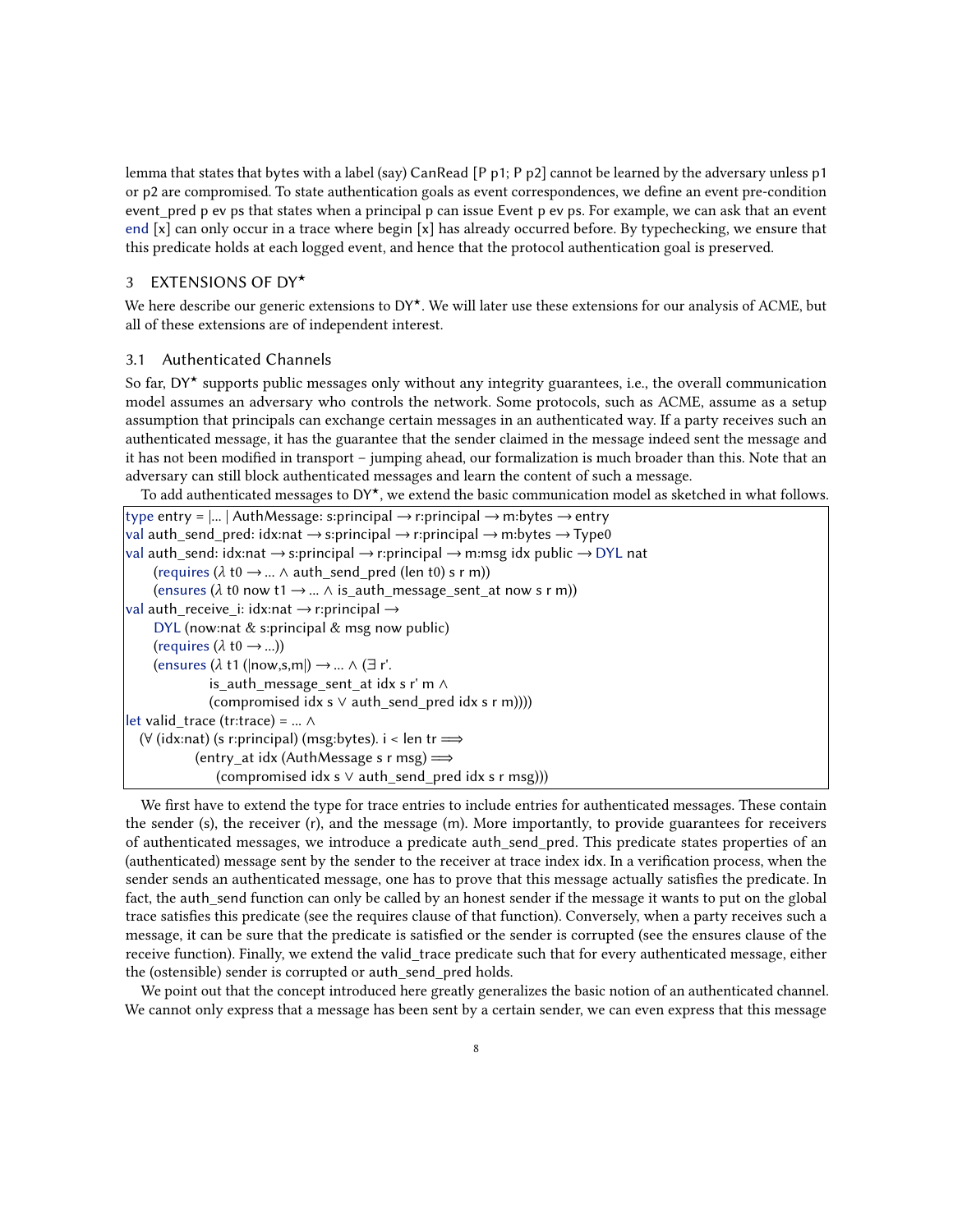lemma that states that bytes with a label (say) CanRead [P p1; P p2] cannot be learned by the adversary unless p1 or p2 are compromised. To state authentication goals as event correspondences, we define an event pre-condition event_pred p ev ps that states when a principal p can issue Event p ev ps. For example, we can ask that an event end [x] can only occur in a trace where begin [x] has already occurred before. By typechecking, we ensure that this predicate holds at each logged event, and hence that the protocol authentication goal is preserved.

## 3 EXTENSIONS OF DY*

We here describe our generic extensions to DY*. We will later use these extensions for our analysis of ACME, but all of these extensions are of independent interest.

### 3.1 Authenticated Channels

So far, DY* supports public messages only without any integrity guarantees, i.e., the overall communication model assumes an adversary who controls the network. Some protocols, such as ACME, assume as a setup assumption that principals can exchange certain messages in an authenticated way. If a party receives such an authenticated message, it has the guarantee that the sender claimed in the message indeed sent the message and it has not been modified in transport – jumping ahead, our formalization is much broader than this. Note that an adversary can still block authenticated messages and learn the content of such a message.

To add authenticated messages to DY*, we extend the basic communication model as sketched in what follows.

```
type entry = |... | AuthMessage: s:principal → r:principal → m:bytes → entry
val auth_send_pred: idx:nat → s:principal → r:principal → m:bytes → Type0
val auth_send: idx:nat → s:principal → r:principal → m:msg idx public → DYL nat
    (requires (λ t0 → ... ∧ auth_send_pred (len t0) s r m))
    (ensures (λ t0 now t1 → ... ∧ is_auth_message_sent_at now s r m))
val auth_receive_i: idx:nat → r:principal →
    DYL (now:nat & s:principal & msg now public)
    (requires (λ t0 → ...))
    (ensures (λ t1 (|now,s,m|) → ... ∧ (∃ r'.
            is_auth_message_sent_at idx s r' m ∧
            (compromised idx s ∨ auth_send_pred idx s r m))))
let valid_trace (tr:trace) = ... ∧
  (∀ (idx:nat) (s r:principal) (msg:bytes). i < len tr ⟹
          (entry_at idx (AuthMessage s r msg) ⟹
             (compromised idx s ∨ auth_send_pred idx s r msg)))
```

We first have to extend the type for trace entries to include entries for authenticated messages. These contain the sender (s), the receiver (r), and the message (m). More importantly, to provide guarantees for receivers of authenticated messages, we introduce a predicate auth_send_pred. This predicate states properties of an (authenticated) message sent by the sender to the receiver at trace index idx. In a verification process, when the sender sends an authenticated message, one has to prove that this message actually satisfies the predicate. In fact, the auth_send function can only be called by an honest sender if the message it wants to put on the global trace satisfies this predicate (see the requires clause of that function). Conversely, when a party receives such a message, it can be sure that the predicate is satisfied or the sender is corrupted (see the ensures clause of the receive function). Finally, we extend the valid_trace predicate such that for every authenticated message, either the (ostensible) sender is corrupted or auth_send_pred holds.

We point out that the concept introduced here greatly generalizes the basic notion of an authenticated channel. We cannot only express that a message has been sent by a certain sender, we can even express that this message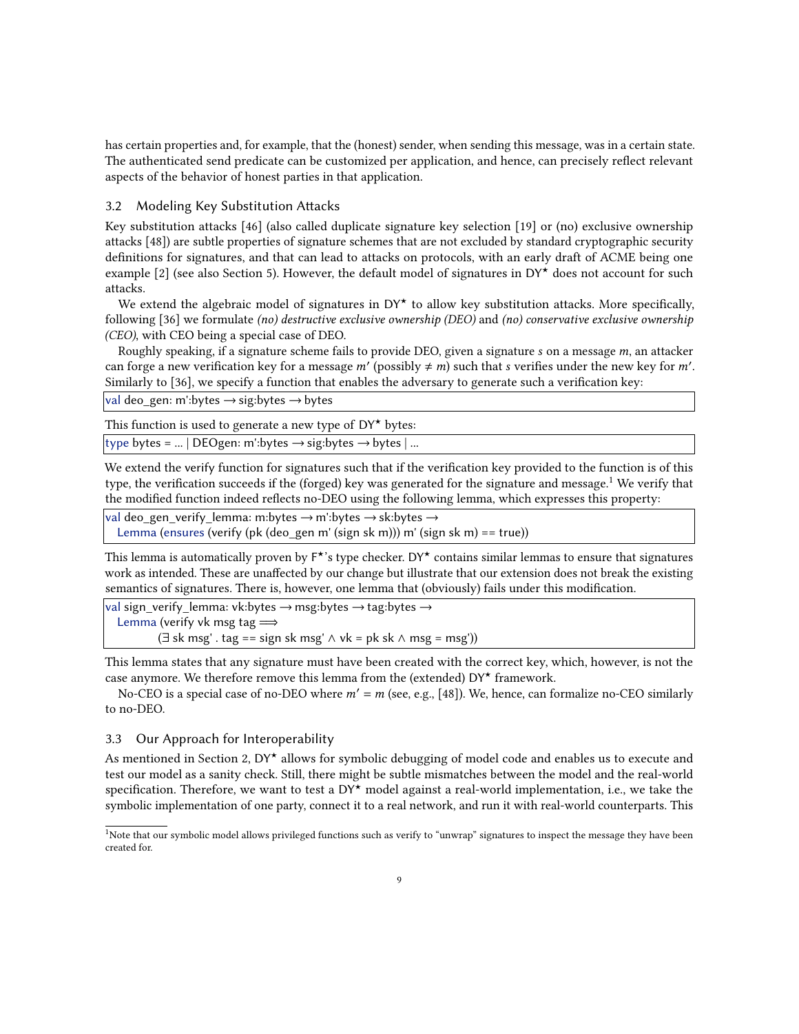has certain properties and, for example, that the (honest) sender, when sending this message, was in a certain state. The authenticated send predicate can be customized per application, and hence, can precisely reflect relevant aspects of the behavior of honest parties in that application.

## 3.2 Modeling Key Substitution Attacks

Key substitution attacks [46] (also called duplicate signature key selection [19] or (no) exclusive ownership attacks [48]) are subtle properties of signature schemes that are not excluded by standard cryptographic security definitions for signatures, and that can lead to attacks on protocols, with an early draft of ACME being one example [2] (see also Section 5). However, the default model of signatures in DY★ does not account for such attacks.

We extend the algebraic model of signatures in DY★ to allow key substitution attacks. More specifically, following [36] we formulate *(no) destructive exclusive ownership (DEO)* and *(no) conservative exclusive ownership (CEO)*, with CEO being a special case of DEO.

Roughly speaking, if a signature scheme fails to provide DEO, given a signature $s$ on a message $m$, an attacker can forge a new verification key for a message $m'$ (possibly $\neq m$) such that $s$ verifies under the new key for $m'$. Similarly to [36], we specify a function that enables the adversary to generate such a verification key:

```
val deo_gen: m':bytes → sig:bytes → bytes
```

This function is used to generate a new type of DY★ bytes:

```
type bytes = ... | DEOgen: m':bytes → sig:bytes → bytes | ...
```

We extend the verify function for signatures such that if the verification key provided to the function is of this type, the verification succeeds if the (forged) key was generated for the signature and message.[1] We verify that the modified function indeed reflects no-DEO using the following lemma, which expresses this property:

```
val deo_gen_verify_lemma: m:bytes → m':bytes → sk:bytes →
  Lemma (ensures (verify (pk (deo_gen m' (sign sk m))) m' (sign sk m) == true))
```

This lemma is automatically proven by F★'s type checker. DY★ contains similar lemmas to ensure that signatures work as intended. These are unaffected by our change but illustrate that our extension does not break the existing semantics of signatures. There is, however, one lemma that (obviously) fails under this modification.

```
val sign_verify_lemma: vk:bytes → msg:bytes → tag:bytes →
  Lemma (verify vk msg tag ⟹
        (∃ sk msg' . tag == sign sk msg' ∧ vk = pk sk ∧ msg = msg'))
```

This lemma states that any signature must have been created with the correct key, which, however, is not the case anymore. We therefore remove this lemma from the (extended) DY★ framework.

No-CEO is a special case of no-DEO where $m' = m$ (see, e.g., [48]). We, hence, can formalize no-CEO similarly to no-DEO.

## 3.3 Our Approach for Interoperability

As mentioned in Section 2, DY★ allows for symbolic debugging of model code and enables us to execute and test our model as a sanity check. Still, there might be subtle mismatches between the model and the real-world specification. Therefore, we want to test a DY★ model against a real-world implementation, i.e., we take the symbolic implementation of one party, connect it to a real network, and run it with real-world counterparts. This

[1] Note that our symbolic model allows privileged functions such as verify to "unwrap" signatures to inspect the message they have been created for.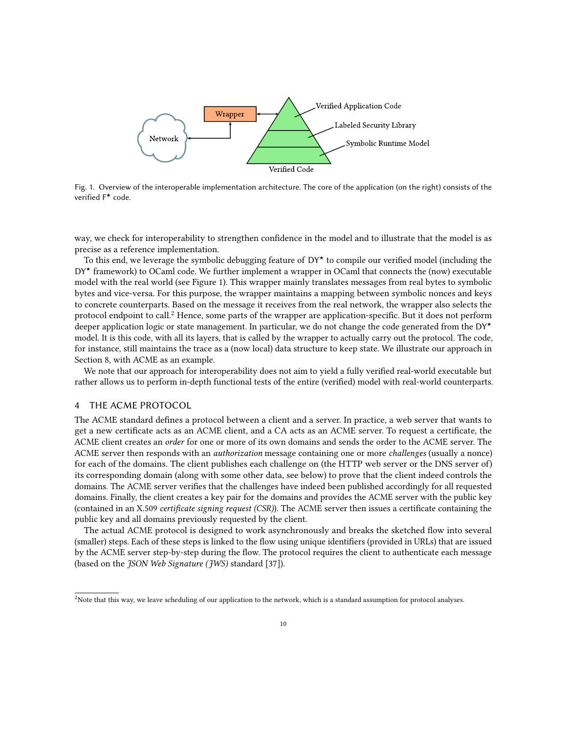Fig. 1. Overview of the interoperable implementation architecture. The core of the application (on the right) consists of the verified F⋆ code.

way, we check for interoperability to strengthen confidence in the model and to illustrate that the model is as precise as a reference implementation.

To this end, we leverage the symbolic debugging feature of DY⋆ to compile our verified model (including the DY⋆ framework) to OCaml code. We further implement a wrapper in OCaml that connects the (now) executable model with the real world (see Figure 1). This wrapper mainly translates messages from real bytes to symbolic bytes and vice-versa. For this purpose, the wrapper maintains a mapping between symbolic nonces and keys to concrete counterparts. Based on the message it receives from the real network, the wrapper also selects the protocol endpoint to call.[2] Hence, some parts of the wrapper are application-specific. But it does not perform deeper application logic or state management. In particular, we do not change the code generated from the DY⋆ model. It is this code, with all its layers, that is called by the wrapper to actually carry out the protocol. The code, for instance, still maintains the trace as a (now local) data structure to keep state. We illustrate our approach in Section 8, with ACME as an example.

We note that our approach for interoperability does not aim to yield a fully verified real-world executable but rather allows us to perform in-depth functional tests of the entire (verified) model with real-world counterparts.

## 4 THE ACME PROTOCOL

The ACME standard defines a protocol between a client and a server. In practice, a web server that wants to get a new certificate acts as an ACME client, and a CA acts as an ACME server. To request a certificate, the ACME client creates an *order* for one or more of its own domains and sends the order to the ACME server. The ACME server then responds with an *authorization* message containing one or more *challenges* (usually a nonce) for each of the domains. The client publishes each challenge on (the HTTP web server or the DNS server of) its corresponding domain (along with some other data, see below) to prove that the client indeed controls the domains. The ACME server verifies that the challenges have indeed been published accordingly for all requested domains. Finally, the client creates a key pair for the domains and provides the ACME server with the public key (contained in an X.509 *certificate signing request (CSR)*). The ACME server then issues a certificate containing the public key and all domains previously requested by the client.

The actual ACME protocol is designed to work asynchronously and breaks the sketched flow into several (smaller) steps. Each of these steps is linked to the flow using unique identifiers (provided in URLs) that are issued by the ACME server step-by-step during the flow. The protocol requires the client to authenticate each message (based on the *JSON Web Signature (JWS)* standard [37]).

[2] Note that this way, we leave scheduling of our application to the network, which is a standard assumption for protocol analyses.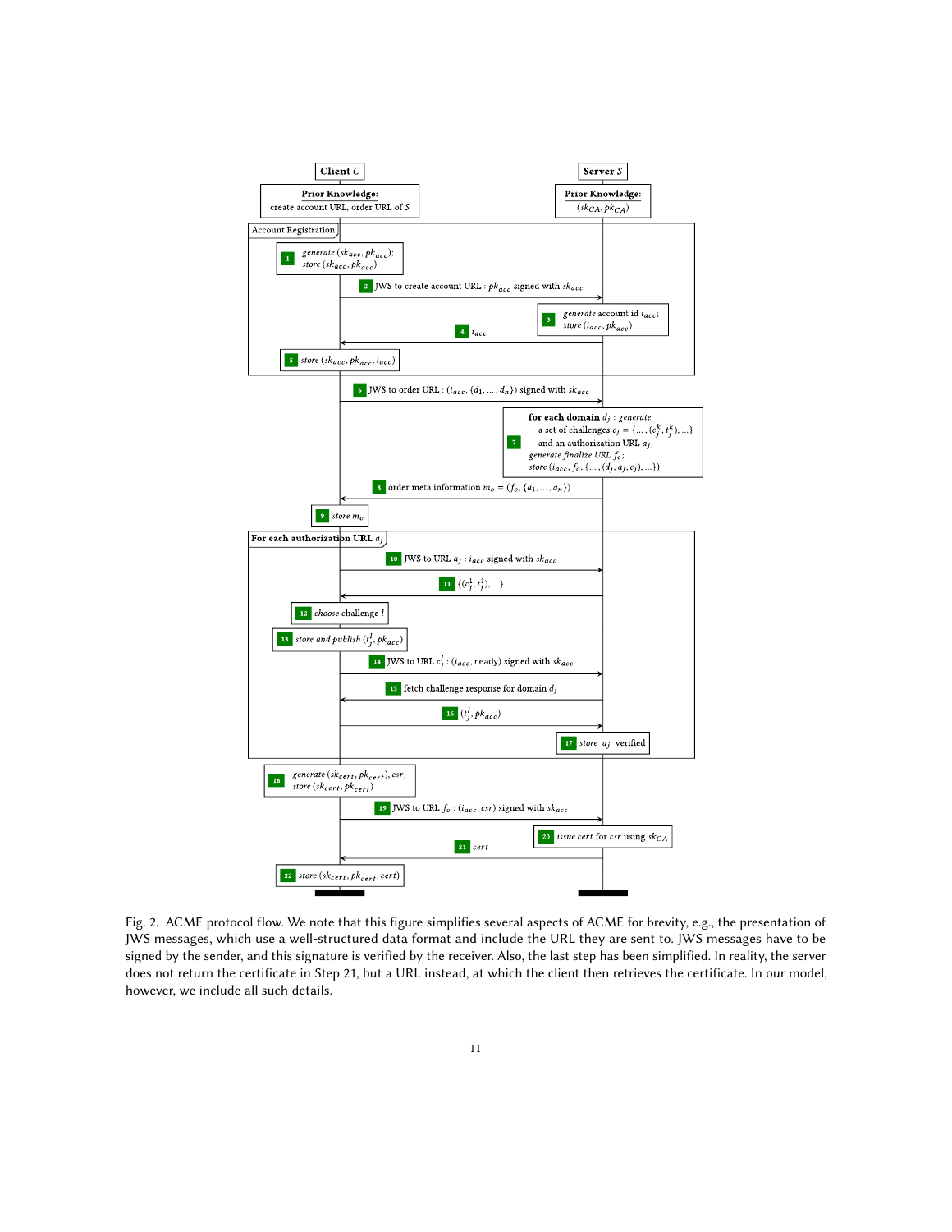**Client $C$** | **Server $S$**

**Prior Knowledge** (Client): create account URL, order URL of $S$

**Prior Knowledge** (Server): $(sk_{CA}, pk_{CA})$

**Account Registration**

1. *generate* $(sk_{acc}, pk_{acc})$; *store* $(sk_{acc}, pk_{acc})$
2. JWS to create account URL : $pk_{acc}$ signed with $sk_{acc}$
3. *generate* account id $i_{acc}$; *store* $(i_{acc}, pk_{acc})$
4. $i_{acc}$
5. *store* $(sk_{acc}, pk_{acc}, i_{acc})$

6. JWS to order URL : $(i_{acc}, \{d_1, \ldots, d_n\})$ signed with $sk_{acc}$
7. **for each domain** $d_j$ : *generate* a set of challenges $c_j = \{\ldots, (c_j^k, t_j^k), \ldots\}$ and an authorization URL $a_j$; *generate finalize URL* $f_o$; *store* $(i_{acc}, f_o, \{\ldots, (d_j, a_j, c_j), \ldots\})$
8. order meta information $m_o = (f_o, \{a_1, \ldots, a_n\})$
9. *store* $m_o$

**For each authorization URL $a_j$**

10. JWS to URL $a_j$ : $i_{acc}$ signed with $sk_{acc}$
11. $\{(c_j^1, t_j^1), \ldots\}$
12. *choose* challenge $l$
13. *store and publish* $(t_j^l, pk_{acc})$
14. JWS to URL $c_j^l$ : $(i_{acc}, \text{ready})$ signed with $sk_{acc}$
15. fetch challenge response for domain $d_j$
16. $(t_j^l, pk_{acc})$
17. *store* $a_j$ verified

18. *generate* $(sk_{cert}, pk_{cert})$, *csr*; *store* $(sk_{cert}, pk_{cert})$
19. JWS to URL $f_o$ : $(i_{acc}, csr)$ signed with $sk_{acc}$
20. *issue cert* for *csr* using $sk_{CA}$
21. *cert*
22. *store* $(sk_{cert}, pk_{cert}, cert)$

Fig. 2. ACME protocol flow. We note that this figure simplifies several aspects of ACME for brevity, e.g., the presentation of JWS messages, which use a well-structured data format and include the URL they are sent to. JWS messages have to be signed by the sender, and this signature is verified by the receiver. Also, the last step has been simplified. In reality, the server does not return the certificate in Step 21, but a URL instead, at which the client then retrieves the certificate. In our model, however, we include all such details.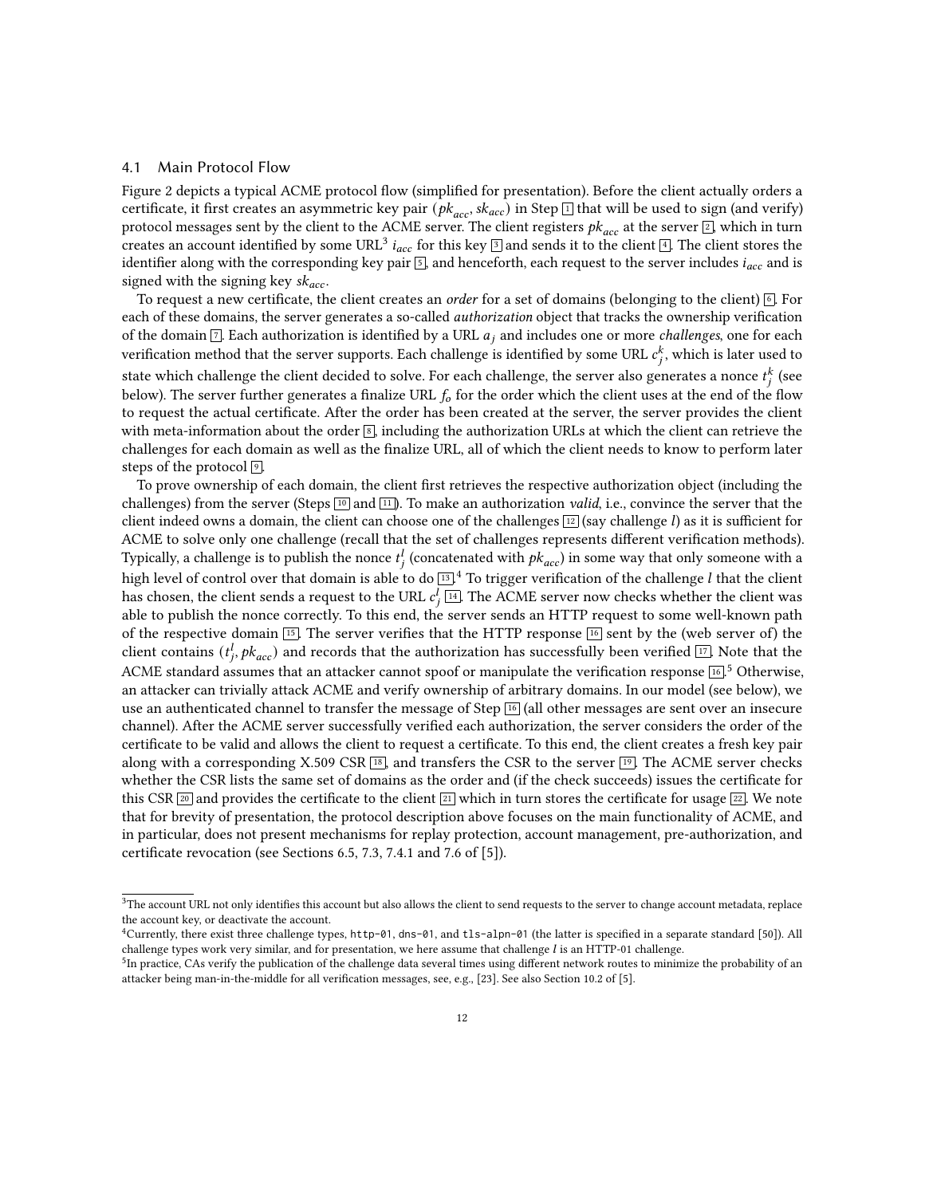## 4.1 Main Protocol Flow

Figure 2 depicts a typical ACME protocol flow (simplified for presentation). Before the client actually orders a certificate, it first creates an asymmetric key pair ($pk_{acc}$, $sk_{acc}$) in Step 1 that will be used to sign (and verify) protocol messages sent by the client to the ACME server. The client registers $pk_{acc}$ at the server 2, which in turn creates an account identified by some URL[3] $i_{acc}$ for this key 3 and sends it to the client 4. The client stores the identifier along with the corresponding key pair 5, and henceforth, each request to the server includes $i_{acc}$ and is signed with the signing key $sk_{acc}$.

To request a new certificate, the client creates an *order* for a set of domains (belonging to the client) 6. For each of these domains, the server generates a so-called *authorization* object that tracks the ownership verification of the domain 7. Each authorization is identified by a URL $a_j$ and includes one or more *challenges*, one for each verification method that the server supports. Each challenge is identified by some URL $c_j^k$, which is later used to state which challenge the client decided to solve. For each challenge, the server also generates a nonce $t_j^k$ (see below). The server further generates a finalize URL $f_o$ for the order which the client uses at the end of the flow to request the actual certificate. After the order has been created at the server, the server provides the client with meta-information about the order 8, including the authorization URLs at which the client can retrieve the challenges for each domain as well as the finalize URL, all of which the client needs to know to perform later steps of the protocol 9.

To prove ownership of each domain, the client first retrieves the respective authorization object (including the challenges) from the server (Steps 10 and 11). To make an authorization *valid*, i.e., convince the server that the client indeed owns a domain, the client can choose one of the challenges 12 (say challenge $l$) as it is sufficient for ACME to solve only one challenge (recall that the set of challenges represents different verification methods). Typically, a challenge is to publish the nonce $t_j^l$ (concatenated with $pk_{acc}$) in some way that only someone with a high level of control over that domain is able to do 13.[4] To trigger verification of the challenge $l$ that the client has chosen, the client sends a request to the URL $c_j^l$ 14. The ACME server now checks whether the client was able to publish the nonce correctly. To this end, the server sends an HTTP request to some well-known path of the respective domain 15. The server verifies that the HTTP response 16 sent by the (web server of) the client contains ($t_j^l$, $pk_{acc}$) and records that the authorization has successfully been verified 17. Note that the ACME standard assumes that an attacker cannot spoof or manipulate the verification response 16.[5] Otherwise, an attacker can trivially attack ACME and verify ownership of arbitrary domains. In our model (see below), we use an authenticated channel to transfer the message of Step 16 (all other messages are sent over an insecure channel). After the ACME server successfully verified each authorization, the server considers the order of the certificate to be valid and allows the client to request a certificate. To this end, the client creates a fresh key pair along with a corresponding X.509 CSR 18, and transfers the CSR to the server 19. The ACME server checks whether the CSR lists the same set of domains as the order and (if the check succeeds) issues the certificate for this CSR 20 and provides the certificate to the client 21 which in turn stores the certificate for usage 22. We note that for brevity of presentation, the protocol description above focuses on the main functionality of ACME, and in particular, does not present mechanisms for replay protection, account management, pre-authorization, and certificate revocation (see Sections 6.5, 7.3, 7.4.1 and 7.6 of [5]).

---

[3] The account URL not only identifies this account but also allows the client to send requests to the server to change account metadata, replace the account key, or deactivate the account.

[4] Currently, there exist three challenge types, `http-01`, `dns-01`, and `tls-alpn-01` (the latter is specified in a separate standard [50]). All challenge types work very similar, and for presentation, we here assume that challenge $l$ is an HTTP-01 challenge.

[5] In practice, CAs verify the publication of the challenge data several times using different network routes to minimize the probability of an attacker being man-in-the-middle for all verification messages, see, e.g., [23]. See also Section 10.2 of [5].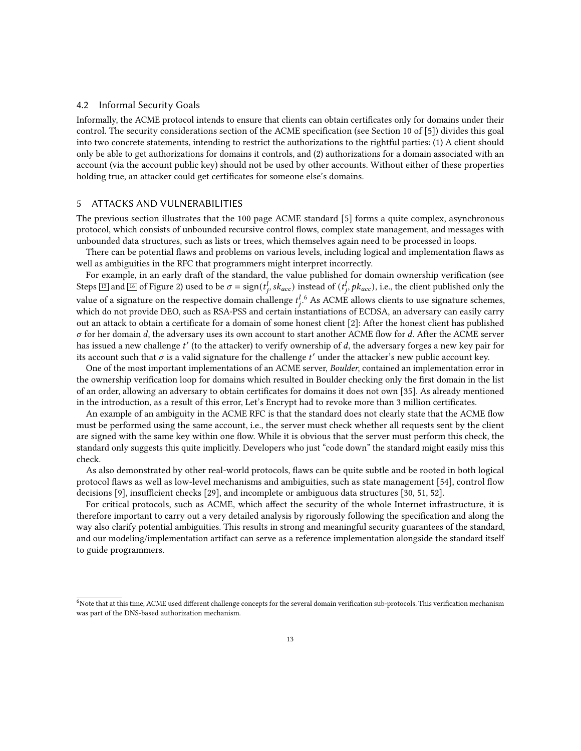## 4.2 Informal Security Goals

Informally, the ACME protocol intends to ensure that clients can obtain certificates only for domains under their control. The security considerations section of the ACME specification (see Section 10 of [5]) divides this goal into two concrete statements, intending to restrict the authorizations to the rightful parties: (1) A client should only be able to get authorizations for domains it controls, and (2) authorizations for a domain associated with an account (via the account public key) should not be used by other accounts. Without either of these properties holding true, an attacker could get certificates for someone else's domains.

# 5 ATTACKS AND VULNERABILITIES

The previous section illustrates that the 100 page ACME standard [5] forms a quite complex, asynchronous protocol, which consists of unbounded recursive control flows, complex state management, and messages with unbounded data structures, such as lists or trees, which themselves again need to be processed in loops.

There can be potential flaws and problems on various levels, including logical and implementation flaws as well as ambiguities in the RFC that programmers might interpret incorrectly.

For example, in an early draft of the standard, the value published for domain ownership verification (see Steps 13 and 16 of Figure 2) used to be $\sigma = \text{sign}(t_j^l, sk_{acc})$ instead of $(t_j^l, pk_{acc})$, i.e., the client published only the value of a signature on the respective domain challenge $t_j^l$.[6] As ACME allows clients to use signature schemes, which do not provide DEO, such as RSA-PSS and certain instantiations of ECDSA, an adversary can easily carry out an attack to obtain a certificate for a domain of some honest client [2]: After the honest client has published $\sigma$ for her domain $d$, the adversary uses its own account to start another ACME flow for $d$. After the ACME server has issued a new challenge $t'$ (to the attacker) to verify ownership of $d$, the adversary forges a new key pair for its account such that $\sigma$ is a valid signature for the challenge $t'$ under the attacker's new public account key.

One of the most important implementations of an ACME server, *Boulder*, contained an implementation error in the ownership verification loop for domains which resulted in Boulder checking only the first domain in the list of an order, allowing an adversary to obtain certificates for domains it does not own [35]. As already mentioned in the introduction, as a result of this error, Let's Encrypt had to revoke more than 3 million certificates.

An example of an ambiguity in the ACME RFC is that the standard does not clearly state that the ACME flow must be performed using the same account, i.e., the server must check whether all requests sent by the client are signed with the same key within one flow. While it is obvious that the server must perform this check, the standard only suggests this quite implicitly. Developers who just "code down" the standard might easily miss this check.

As also demonstrated by other real-world protocols, flaws can be quite subtle and be rooted in both logical protocol flaws as well as low-level mechanisms and ambiguities, such as state management [54], control flow decisions [9], insufficient checks [29], and incomplete or ambiguous data structures [30, 51, 52].

For critical protocols, such as ACME, which affect the security of the whole Internet infrastructure, it is therefore important to carry out a very detailed analysis by rigorously following the specification and along the way also clarify potential ambiguities. This results in strong and meaningful security guarantees of the standard, and our modeling/implementation artifact can serve as a reference implementation alongside the standard itself to guide programmers.

---

[6] Note that at this time, ACME used different challenge concepts for the several domain verification sub-protocols. This verification mechanism was part of the DNS-based authorization mechanism.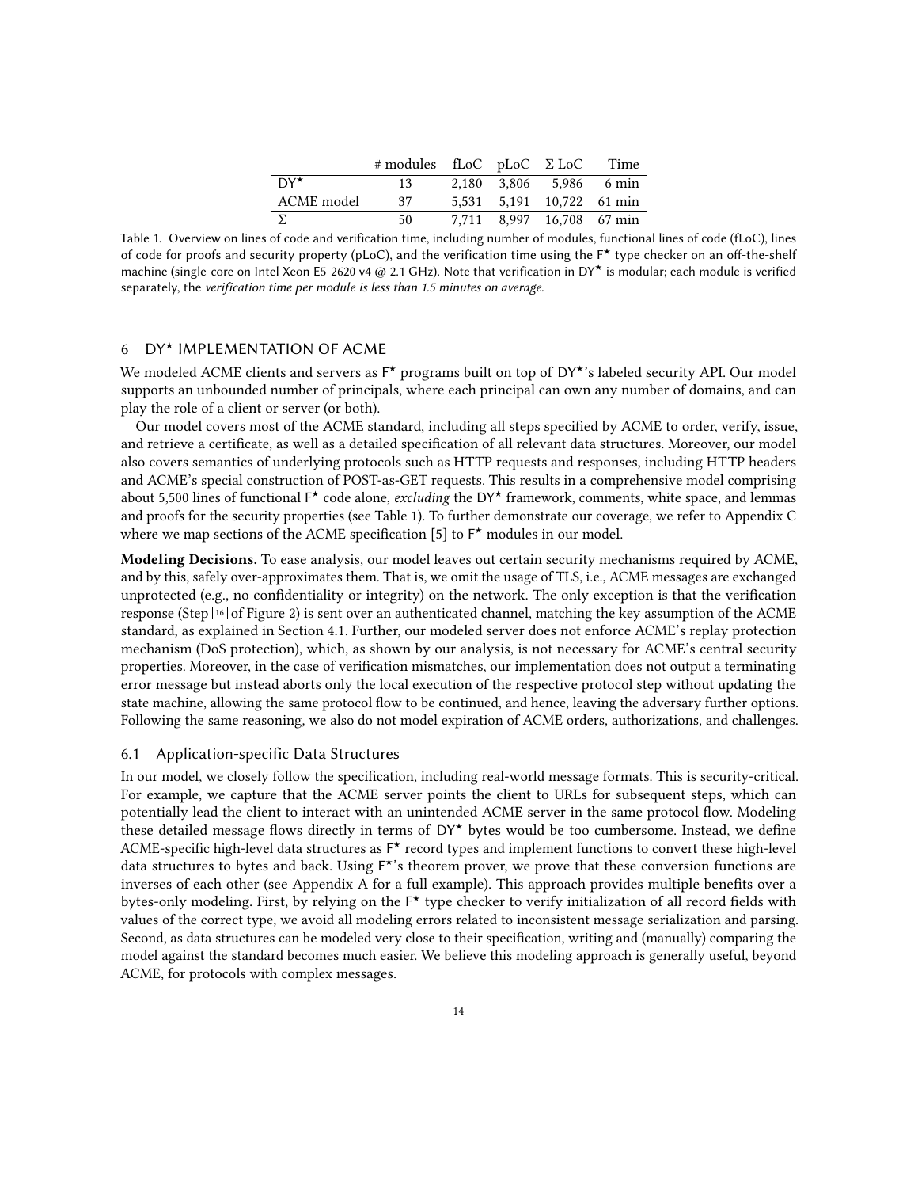| | # modules | fLoC | pLoC | Σ LoC | Time |
|---|---|---|---|---|---|
| DY⋆ | 13 | 2,180 | 3,806 | 5,986 | 6 min |
| ACME model | 37 | 5,531 | 5,191 | 10,722 | 61 min |
| Σ | 50 | 7,711 | 8,997 | 16,708 | 67 min |

Table 1. Overview on lines of code and verification time, including number of modules, functional lines of code (fLoC), lines of code for proofs and security property (pLoC), and the verification time using the F⋆ type checker on an off-the-shelf machine (single-core on Intel Xeon E5-2620 v4 @ 2.1 GHz). Note that verification in DY⋆ is modular; each module is verified separately, the *verification time per module is less than 1.5 minutes on average.*

## 6 DY⋆ IMPLEMENTATION OF ACME

We modeled ACME clients and servers as F⋆ programs built on top of DY⋆'s labeled security API. Our model supports an unbounded number of principals, where each principal can own any number of domains, and can play the role of a client or server (or both).

Our model covers most of the ACME standard, including all steps specified by ACME to order, verify, issue, and retrieve a certificate, as well as a detailed specification of all relevant data structures. Moreover, our model also covers semantics of underlying protocols such as HTTP requests and responses, including HTTP headers and ACME's special construction of POST-as-GET requests. This results in a comprehensive model comprising about 5,500 lines of functional F⋆ code alone, *excluding* the DY⋆ framework, comments, white space, and lemmas and proofs for the security properties (see Table 1). To further demonstrate our coverage, we refer to Appendix C where we map sections of the ACME specification [5] to F⋆ modules in our model.

**Modeling Decisions.** To ease analysis, our model leaves out certain security mechanisms required by ACME, and by this, safely over-approximates them. That is, we omit the usage of TLS, i.e., ACME messages are exchanged unprotected (e.g., no confidentiality or integrity) on the network. The only exception is that the verification response (Step 16 of Figure 2) is sent over an authenticated channel, matching the key assumption of the ACME standard, as explained in Section 4.1. Further, our modeled server does not enforce ACME's replay protection mechanism (DoS protection), which, as shown by our analysis, is not necessary for ACME's central security properties. Moreover, in the case of verification mismatches, our implementation does not output a terminating error message but instead aborts only the local execution of the respective protocol step without updating the state machine, allowing the same protocol flow to be continued, and hence, leaving the adversary further options. Following the same reasoning, we also do not model expiration of ACME orders, authorizations, and challenges.

### 6.1 Application-specific Data Structures

In our model, we closely follow the specification, including real-world message formats. This is security-critical. For example, we capture that the ACME server points the client to URLs for subsequent steps, which can potentially lead the client to interact with an unintended ACME server in the same protocol flow. Modeling these detailed message flows directly in terms of DY⋆ bytes would be too cumbersome. Instead, we define ACME-specific high-level data structures as F⋆ record types and implement functions to convert these high-level data structures to bytes and back. Using F⋆'s theorem prover, we prove that these conversion functions are inverses of each other (see Appendix A for a full example). This approach provides multiple benefits over a bytes-only modeling. First, by relying on the F⋆ type checker to verify initialization of all record fields with values of the correct type, we avoid all modeling errors related to inconsistent message serialization and parsing. Second, as data structures can be modeled very close to their specification, writing and (manually) comparing the model against the standard becomes much easier. We believe this modeling approach is generally useful, beyond ACME, for protocols with complex messages.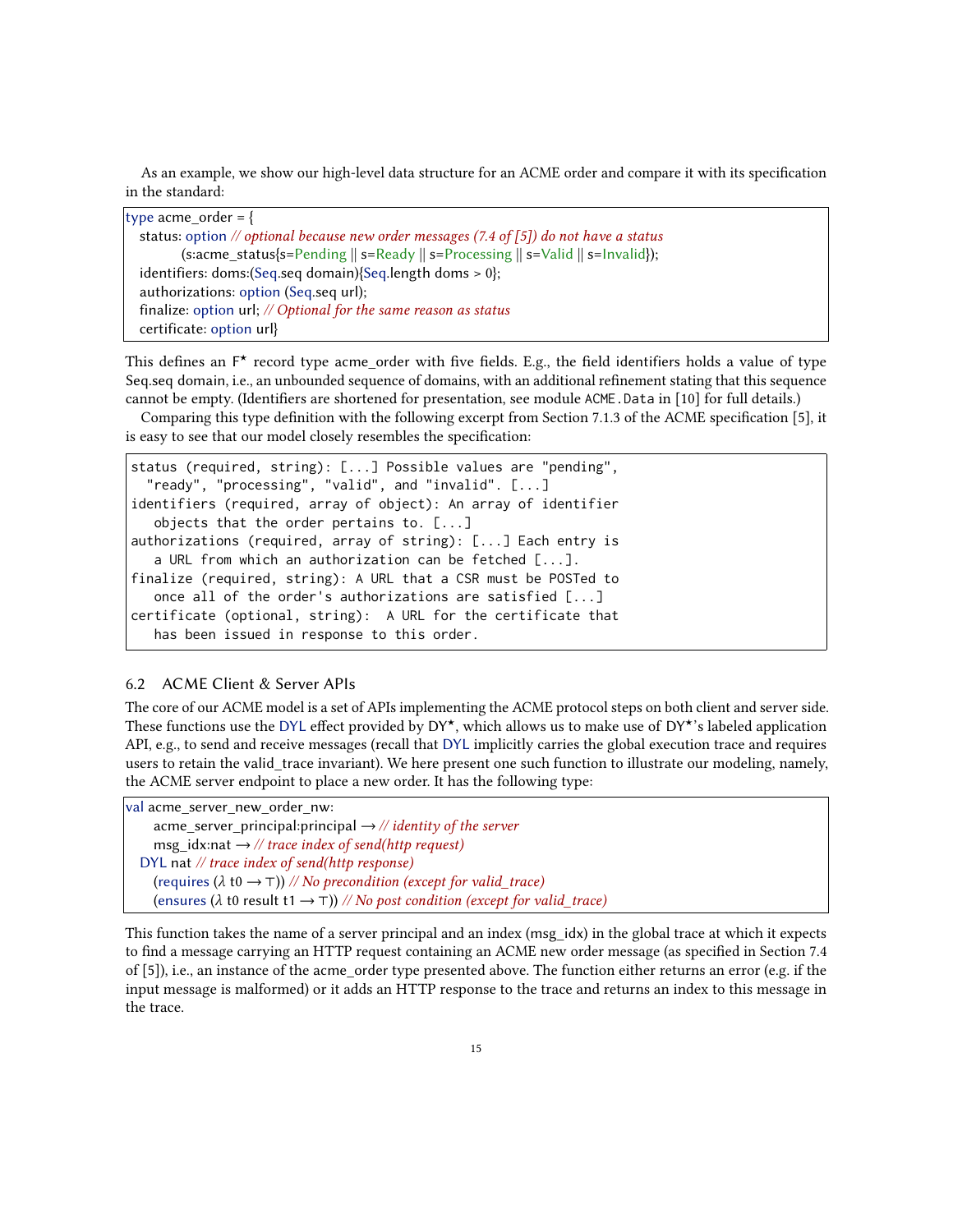As an example, we show our high-level data structure for an ACME order and compare it with its specification in the standard:

```
type acme_order = {
  status: option // optional because new order messages (7.4 of [5]) do not have a status
        (s:acme_status{s=Pending || s=Ready || s=Processing || s=Valid || s=Invalid});
  identifiers: doms:(Seq.seq domain){Seq.length doms > 0};
  authorizations: option (Seq.seq url);
  finalize: option url; // Optional for the same reason as status
  certificate: option url}
```

This defines an F* record type acme_order with five fields. E.g., the field identifiers holds a value of type Seq.seq domain, i.e., an unbounded sequence of domains, with an additional refinement stating that this sequence cannot be empty. (Identifiers are shortened for presentation, see module `ACME.Data` in [10] for full details.)

Comparing this type definition with the following excerpt from Section 7.1.3 of the ACME specification [5], it is easy to see that our model closely resembles the specification:

```
status (required, string): [...] Possible values are "pending",
  "ready", "processing", "valid", and "invalid". [...]
identifiers (required, array of object): An array of identifier
   objects that the order pertains to. [...]
authorizations (required, array of string): [...] Each entry is
   a URL from which an authorization can be fetched [...].
finalize (required, string): A URL that a CSR must be POSTed to
   once all of the order's authorizations are satisfied [...]
certificate (optional, string):  A URL for the certificate that
   has been issued in response to this order.
```

### 6.2 ACME Client & Server APIs

The core of our ACME model is a set of APIs implementing the ACME protocol steps on both client and server side. These functions use the DYL effect provided by DY*, which allows us to make use of DY*'s labeled application API, e.g., to send and receive messages (recall that DYL implicitly carries the global execution trace and requires users to retain the valid_trace invariant). We here present one such function to illustrate our modeling, namely, the ACME server endpoint to place a new order. It has the following type:

```
val acme_server_new_order_nw:
    acme_server_principal:principal → // identity of the server
    msg_idx:nat → // trace index of send(http request)
  DYL nat // trace index of send(http response)
    (requires (λ t0 → ⊤)) // No precondition (except for valid_trace)
    (ensures (λ t0 result t1 → ⊤)) // No post condition (except for valid_trace)
```

This function takes the name of a server principal and an index (msg_idx) in the global trace at which it expects to find a message carrying an HTTP request containing an ACME new order message (as specified in Section 7.4 of [5]), i.e., an instance of the acme_order type presented above. The function either returns an error (e.g. if the input message is malformed) or it adds an HTTP response to the trace and returns an index to this message in the trace.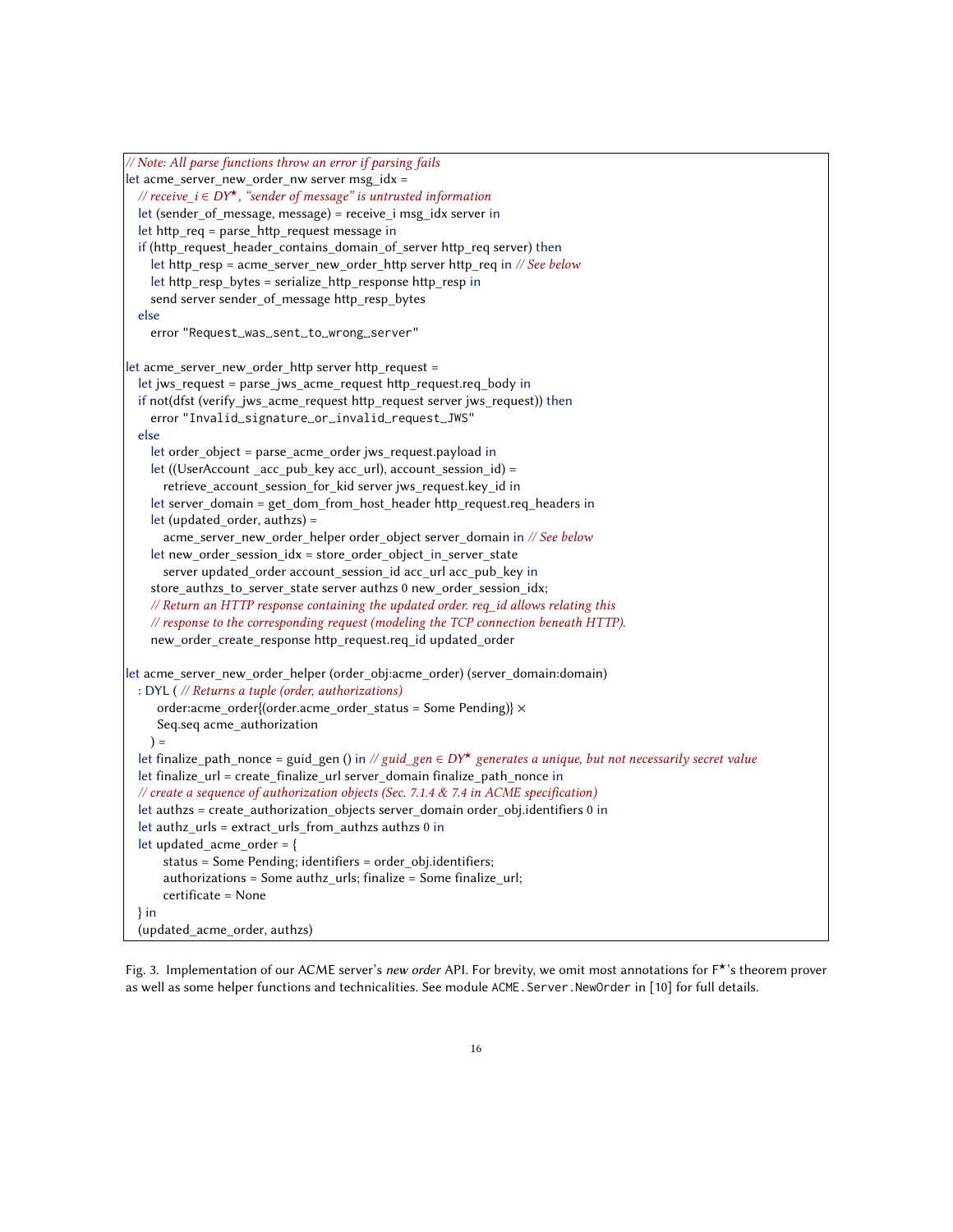```
// Note: All parse functions throw an error if parsing fails
let acme_server_new_order_nw server msg_idx =
  // receive_i ∈ DY⋆, "sender of message" is untrusted information
  let (sender_of_message, message) = receive_i msg_idx server in
  let http_req = parse_http_request message in
  if (http_request_header_contains_domain_of_server http_req server) then
    let http_resp = acme_server_new_order_http server http_req in // See below
    let http_resp_bytes = serialize_http_response http_resp in
    send server sender_of_message http_resp_bytes
  else
    error "Request␣was␣sent␣to␣wrong␣server"

let acme_server_new_order_http server http_request =
  let jws_request = parse_jws_acme_request http_request.req_body in
  if not(dfst (verify_jws_acme_request http_request server jws_request)) then
    error "Invalid␣signature␣or␣invalid␣request␣JWS"
  else
    let order_object = parse_acme_order jws_request.payload in
    let ((UserAccount _acc_pub_key acc_url), account_session_id) =
      retrieve_account_session_for_kid server jws_request.key_id in
    let server_domain = get_dom_from_host_header http_request.req_headers in
    let (updated_order, authzs) =
      acme_server_new_order_helper order_object server_domain in // See below
    let new_order_session_idx = store_order_object_in_server_state
      server updated_order account_session_id acc_url acc_pub_key in
    store_authzs_to_server_state server authzs 0 new_order_session_idx;
    // Return an HTTP response containing the updated order. req_id allows relating this
    // response to the corresponding request (modeling the TCP connection beneath HTTP).
    new_order_create_response http_request.req_id updated_order

let acme_server_new_order_helper (order_obj:acme_order) (server_domain:domain)
  : DYL ( // Returns a tuple (order, authorizations)
      order:acme_order{(order.acme_order_status = Some Pending)} ×
      Seq.seq acme_authorization
    ) =
  let finalize_path_nonce = guid_gen () in // guid_gen ∈ DY⋆ generates a unique, but not necessarily secret value
  let finalize_url = create_finalize_url server_domain finalize_path_nonce in
  // create a sequence of authorization objects (Sec. 7.1.4 & 7.4 in ACME specification)
  let authzs = create_authorization_objects server_domain order_obj.identifiers 0 in
  let authz_urls = extract_urls_from_authzs authzs 0 in
  let updated_acme_order = {
      status = Some Pending; identifiers = order_obj.identifiers;
      authorizations = Some authz_urls; finalize = Some finalize_url;
      certificate = None
  } in
  (updated_acme_order, authzs)
```

Fig. 3. Implementation of our ACME server's *new order* API. For brevity, we omit most annotations for F⋆'s theorem prover as well as some helper functions and technicalities. See module `ACME.Server.NewOrder` in [10] for full details.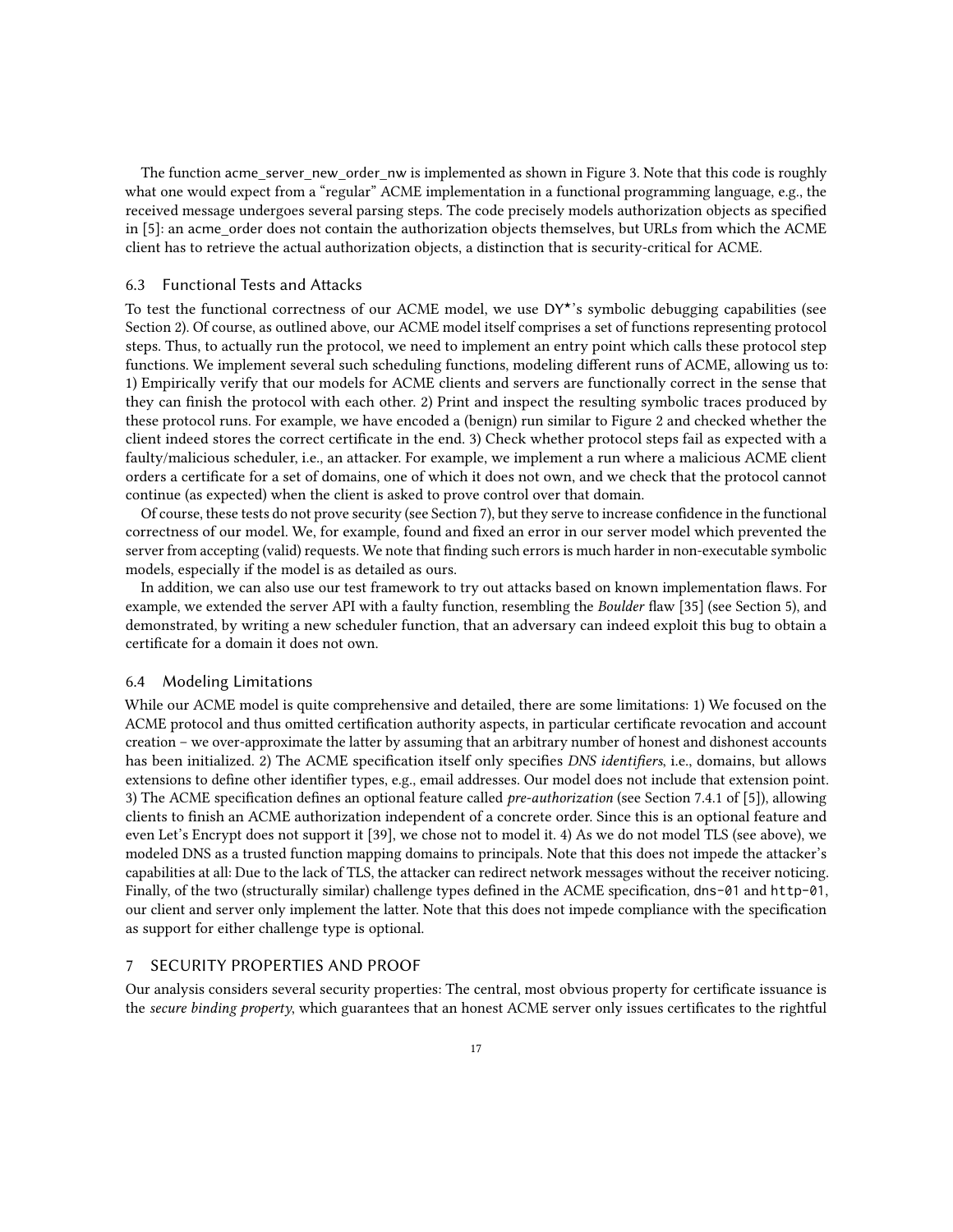The function acme_server_new_order_nw is implemented as shown in Figure 3. Note that this code is roughly what one would expect from a "regular" ACME implementation in a functional programming language, e.g., the received message undergoes several parsing steps. The code precisely models authorization objects as specified in [5]: an acme_order does not contain the authorization objects themselves, but URLs from which the ACME client has to retrieve the actual authorization objects, a distinction that is security-critical for ACME.

### 6.3 Functional Tests and Attacks

To test the functional correctness of our ACME model, we use DY*'s symbolic debugging capabilities (see Section 2). Of course, as outlined above, our ACME model itself comprises a set of functions representing protocol steps. Thus, to actually run the protocol, we need to implement an entry point which calls these protocol step functions. We implement several such scheduling functions, modeling different runs of ACME, allowing us to: 1) Empirically verify that our models for ACME clients and servers are functionally correct in the sense that they can finish the protocol with each other. 2) Print and inspect the resulting symbolic traces produced by these protocol runs. For example, we have encoded a (benign) run similar to Figure 2 and checked whether the client indeed stores the correct certificate in the end. 3) Check whether protocol steps fail as expected with a faulty/malicious scheduler, i.e., an attacker. For example, we implement a run where a malicious ACME client orders a certificate for a set of domains, one of which it does not own, and we check that the protocol cannot continue (as expected) when the client is asked to prove control over that domain.

Of course, these tests do not prove security (see Section 7), but they serve to increase confidence in the functional correctness of our model. We, for example, found and fixed an error in our server model which prevented the server from accepting (valid) requests. We note that finding such errors is much harder in non-executable symbolic models, especially if the model is as detailed as ours.

In addition, we can also use our test framework to try out attacks based on known implementation flaws. For example, we extended the server API with a faulty function, resembling the *Boulder* flaw [35] (see Section 5), and demonstrated, by writing a new scheduler function, that an adversary can indeed exploit this bug to obtain a certificate for a domain it does not own.

### 6.4 Modeling Limitations

While our ACME model is quite comprehensive and detailed, there are some limitations: 1) We focused on the ACME protocol and thus omitted certification authority aspects, in particular certificate revocation and account creation – we over-approximate the latter by assuming that an arbitrary number of honest and dishonest accounts has been initialized. 2) The ACME specification itself only specifies *DNS identifiers*, i.e., domains, but allows extensions to define other identifier types, e.g., email addresses. Our model does not include that extension point. 3) The ACME specification defines an optional feature called *pre-authorization* (see Section 7.4.1 of [5]), allowing clients to finish an ACME authorization independent of a concrete order. Since this is an optional feature and even Let's Encrypt does not support it [39], we chose not to model it. 4) As we do not model TLS (see above), we modeled DNS as a trusted function mapping domains to principals. Note that this does not impede the attacker's capabilities at all: Due to the lack of TLS, the attacker can redirect network messages without the receiver noticing. Finally, of the two (structurally similar) challenge types defined in the ACME specification, `dns-01` and `http-01`, our client and server only implement the latter. Note that this does not impede compliance with the specification as support for either challenge type is optional.

## 7 SECURITY PROPERTIES AND PROOF

Our analysis considers several security properties: The central, most obvious property for certificate issuance is the *secure binding property*, which guarantees that an honest ACME server only issues certificates to the rightful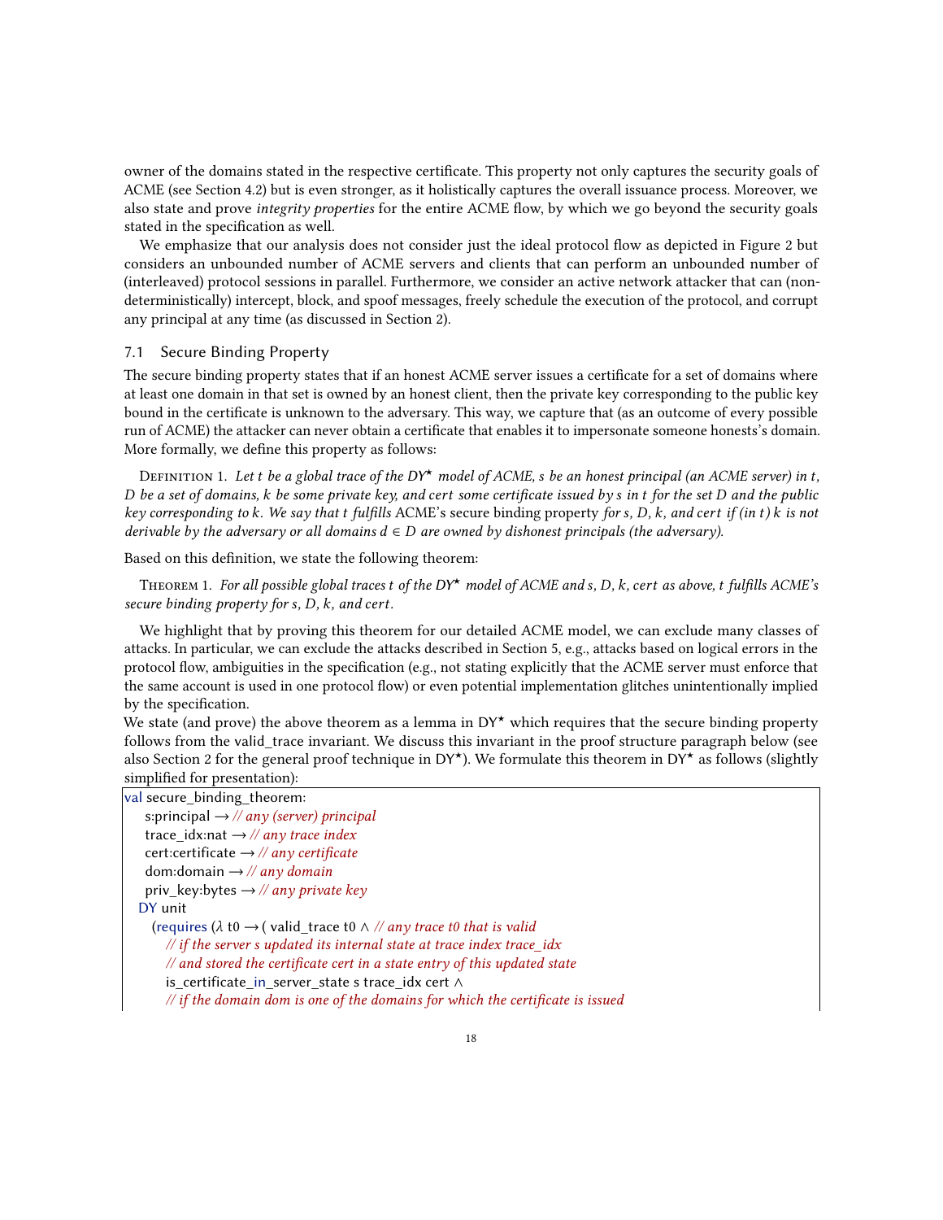owner of the domains stated in the respective certificate. This property not only captures the security goals of ACME (see Section 4.2) but is even stronger, as it holistically captures the overall issuance process. Moreover, we also state and prove *integrity properties* for the entire ACME flow, by which we go beyond the security goals stated in the specification as well.

We emphasize that our analysis does not consider just the ideal protocol flow as depicted in Figure 2 but considers an unbounded number of ACME servers and clients that can perform an unbounded number of (interleaved) protocol sessions in parallel. Furthermore, we consider an active network attacker that can (non-deterministically) intercept, block, and spoof messages, freely schedule the execution of the protocol, and corrupt any principal at any time (as discussed in Section 2).

## 7.1 Secure Binding Property

The secure binding property states that if an honest ACME server issues a certificate for a set of domains where at least one domain in that set is owned by an honest client, then the private key corresponding to the public key bound in the certificate is unknown to the adversary. This way, we capture that (as an outcome of every possible run of ACME) the attacker can never obtain a certificate that enables it to impersonate someone honests's domain. More formally, we define this property as follows:

Definition 1. *Let $t$ be a global trace of the DY$^\star$ model of ACME, $s$ be an honest principal (an ACME server) in $t$, $D$ be a set of domains, $k$ be some private key, and $cert$ some certificate issued by $s$ in $t$ for the set $D$ and the public key corresponding to $k$. We say that $t$ fulfills* ACME's secure binding property *for $s$, $D$, $k$, and $cert$ if (in $t$) $k$ is not derivable by the adversary or all domains $d \in D$ are owned by dishonest principals (the adversary).*

Based on this definition, we state the following theorem:

Theorem 1. *For all possible global traces $t$ of the DY$^\star$ model of ACME and $s$, $D$, $k$, $cert$ as above, $t$ fulfills ACME's secure binding property for $s$, $D$, $k$, and $cert$.*

We highlight that by proving this theorem for our detailed ACME model, we can exclude many classes of attacks. In particular, we can exclude the attacks described in Section 5, e.g., attacks based on logical errors in the protocol flow, ambiguities in the specification (e.g., not stating explicitly that the ACME server must enforce that the same account is used in one protocol flow) or even potential implementation glitches unintentionally implied by the specification.

We state (and prove) the above theorem as a lemma in DY$^\star$ which requires that the secure binding property follows from the valid_trace invariant. We discuss this invariant in the proof structure paragraph below (see also Section 2 for the general proof technique in DY$^\star$). We formulate this theorem in DY$^\star$ as follows (slightly simplified for presentation):

```
val secure_binding_theorem:
  s:principal → // any (server) principal
  trace_idx:nat → // any trace index
  cert:certificate → // any certificate
  dom:domain → // any domain
  priv_key:bytes → // any private key
 DY unit
  (requires (λ t0 → ( valid_trace t0 ∧ // any trace t0 that is valid
     // if the server s updated its internal state at trace index trace_idx
     // and stored the certificate cert in a state entry of this updated state
     is_certificate_in_server_state s trace_idx cert ∧
     // if the domain dom is one of the domains for which the certificate is issued
```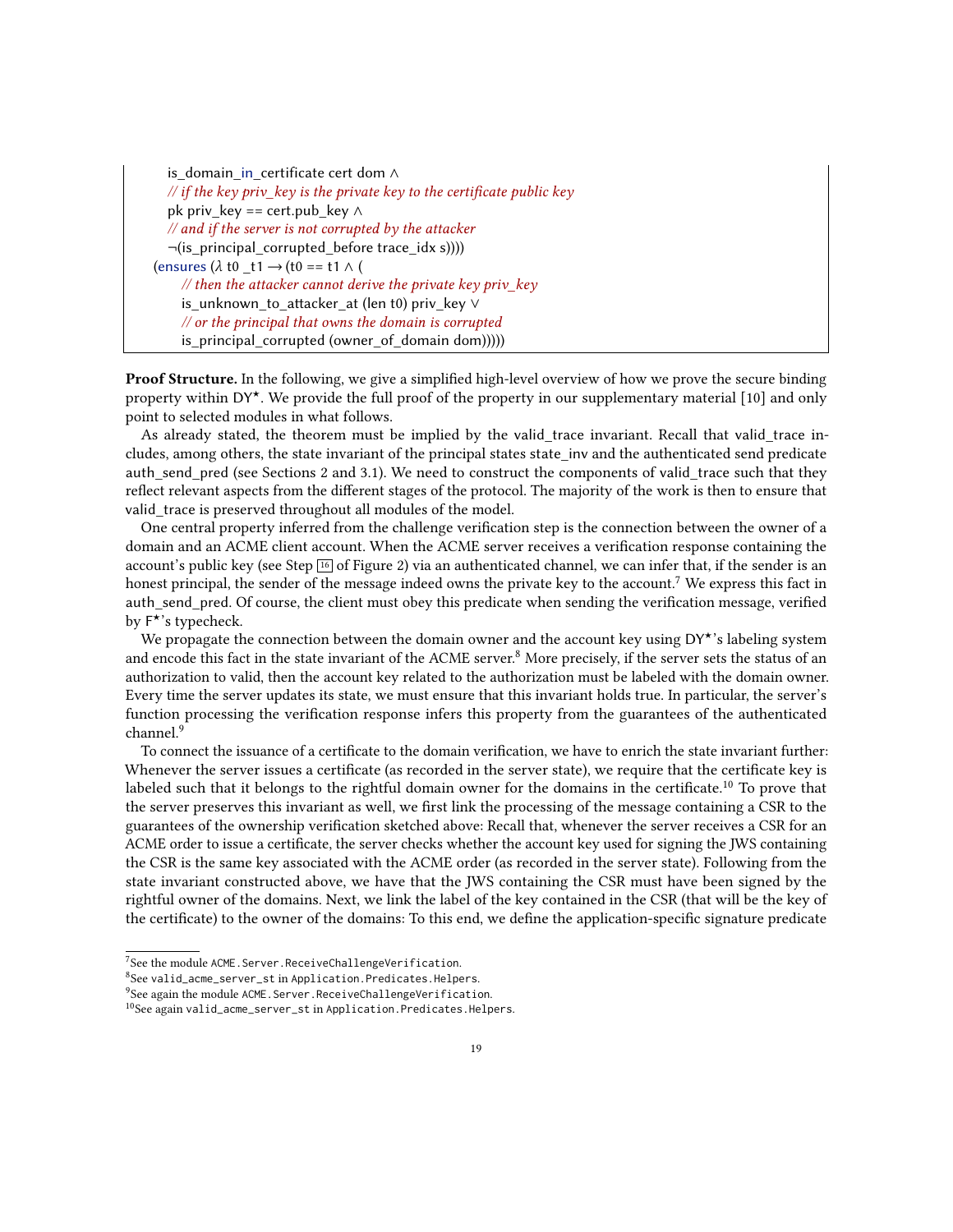```
    is_domain_in_certificate cert dom ∧
    // if the key priv_key is the private key to the certificate public key
    pk priv_key == cert.pub_key ∧
    // and if the server is not corrupted by the attacker
    ¬(is_principal_corrupted_before trace_idx s))))
  (ensures (λ t0 _t1 → (t0 == t1 ∧ (
      // then the attacker cannot derive the private key priv_key
      is_unknown_to_attacker_at (len t0) priv_key ∨
      // or the principal that owns the domain is corrupted
      is_principal_corrupted (owner_of_domain dom)))))
```

**Proof Structure.** In the following, we give a simplified high-level overview of how we prove the secure binding property within DY⋆. We provide the full proof of the property in our supplementary material [10] and only point to selected modules in what follows.

As already stated, the theorem must be implied by the valid_trace invariant. Recall that valid_trace includes, among others, the state invariant of the principal states state_inv and the authenticated send predicate auth_send_pred (see Sections 2 and 3.1). We need to construct the components of valid_trace such that they reflect relevant aspects from the different stages of the protocol. The majority of the work is then to ensure that valid_trace is preserved throughout all modules of the model.

One central property inferred from the challenge verification step is the connection between the owner of a domain and an ACME client account. When the ACME server receives a verification response containing the account's public key (see Step 16 of Figure 2) via an authenticated channel, we can infer that, if the sender is an honest principal, the sender of the message indeed owns the private key to the account.[7] We express this fact in auth_send_pred. Of course, the client must obey this predicate when sending the verification message, verified by F⋆'s typecheck.

We propagate the connection between the domain owner and the account key using DY⋆'s labeling system and encode this fact in the state invariant of the ACME server.[8] More precisely, if the server sets the status of an authorization to valid, then the account key related to the authorization must be labeled with the domain owner. Every time the server updates its state, we must ensure that this invariant holds true. In particular, the server's function processing the verification response infers this property from the guarantees of the authenticated channel.[9]

To connect the issuance of a certificate to the domain verification, we have to enrich the state invariant further: Whenever the server issues a certificate (as recorded in the server state), we require that the certificate key is labeled such that it belongs to the rightful domain owner for the domains in the certificate.[10] To prove that the server preserves this invariant as well, we first link the processing of the message containing a CSR to the guarantees of the ownership verification sketched above: Recall that, whenever the server receives a CSR for an ACME order to issue a certificate, the server checks whether the account key used for signing the JWS containing the CSR is the same key associated with the ACME order (as recorded in the server state). Following from the state invariant constructed above, we have that the JWS containing the CSR must have been signed by the rightful owner of the domains. Next, we link the label of the key contained in the CSR (that will be the key of the certificate) to the owner of the domains: To this end, we define the application-specific signature predicate

---

[7] See the module `ACME.Server.ReceiveChallengeVerification`.

[8] See `valid_acme_server_st` in `Application.Predicates.Helpers`.

[9] See again the module `ACME.Server.ReceiveChallengeVerification`.

[10] See again `valid_acme_server_st` in `Application.Predicates.Helpers`.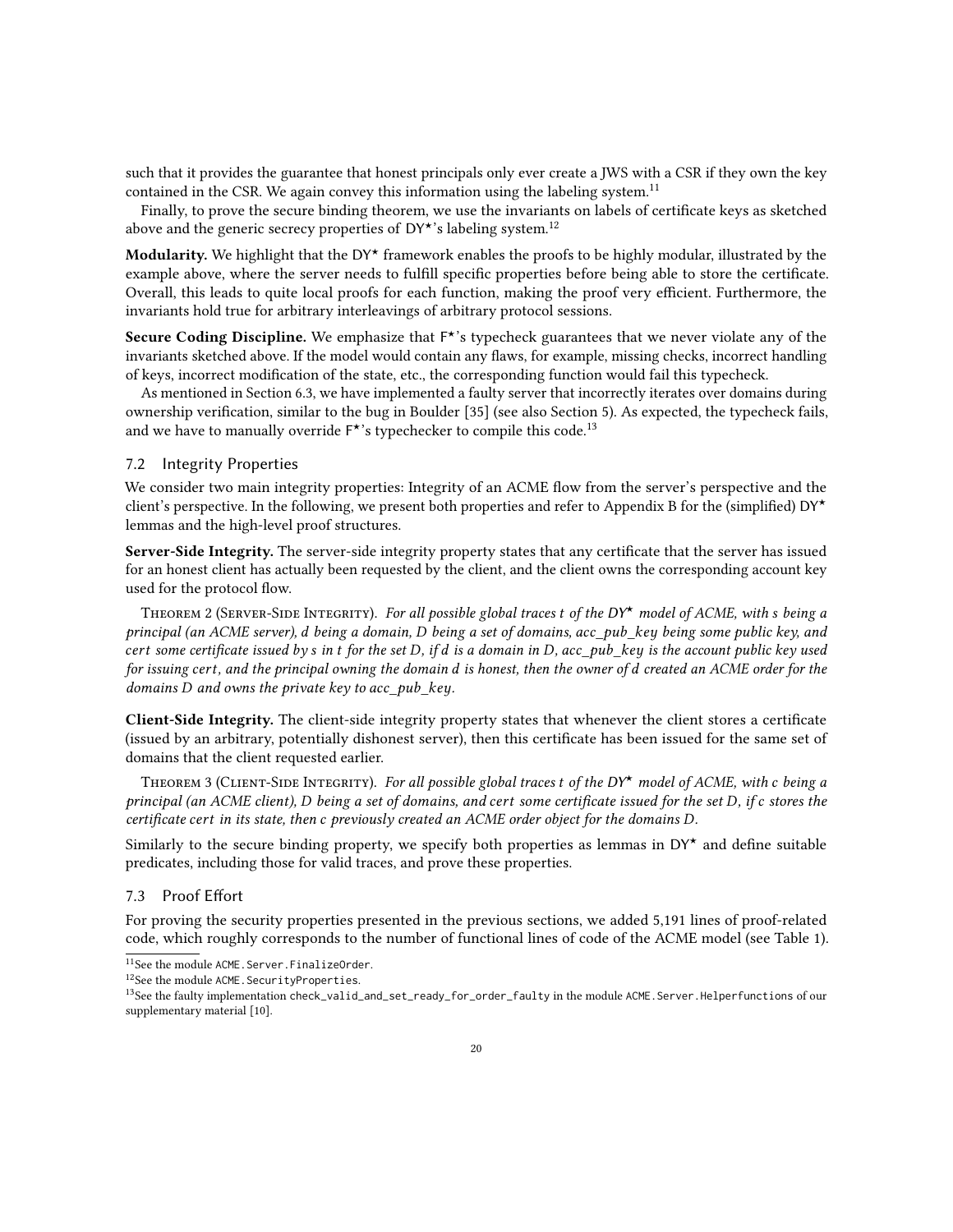such that it provides the guarantee that honest principals only ever create a JWS with a CSR if they own the key contained in the CSR. We again convey this information using the labeling system.[11]

Finally, to prove the secure binding theorem, we use the invariants on labels of certificate keys as sketched above and the generic secrecy properties of DY⋆'s labeling system.[12]

**Modularity.** We highlight that the DY⋆ framework enables the proofs to be highly modular, illustrated by the example above, where the server needs to fulfill specific properties before being able to store the certificate. Overall, this leads to quite local proofs for each function, making the proof very efficient. Furthermore, the invariants hold true for arbitrary interleavings of arbitrary protocol sessions.

**Secure Coding Discipline.** We emphasize that F⋆'s typecheck guarantees that we never violate any of the invariants sketched above. If the model would contain any flaws, for example, missing checks, incorrect handling of keys, incorrect modification of the state, etc., the corresponding function would fail this typecheck.

As mentioned in Section 6.3, we have implemented a faulty server that incorrectly iterates over domains during ownership verification, similar to the bug in Boulder [35] (see also Section 5). As expected, the typecheck fails, and we have to manually override F⋆'s typechecker to compile this code.[13]

## 7.2 Integrity Properties

We consider two main integrity properties: Integrity of an ACME flow from the server's perspective and the client's perspective. In the following, we present both properties and refer to Appendix B for the (simplified) DY⋆ lemmas and the high-level proof structures.

**Server-Side Integrity.** The server-side integrity property states that any certificate that the server has issued for an honest client has actually been requested by the client, and the client owns the corresponding account key used for the protocol flow.

Theorem 2 (Server-Side Integrity). *For all possible global traces $t$ of the DY⋆ model of ACME, with $s$ being a principal (an ACME server), $d$ being a domain, $D$ being a set of domains, $acc\_pub\_key$ being some public key, and $cert$ some certificate issued by $s$ in $t$ for the set $D$, if $d$ is a domain in $D$, $acc\_pub\_key$ is the account public key used for issuing $cert$, and the principal owning the domain $d$ is honest, then the owner of $d$ created an ACME order for the domains $D$ and owns the private key to $acc\_pub\_key$.*

**Client-Side Integrity.** The client-side integrity property states that whenever the client stores a certificate (issued by an arbitrary, potentially dishonest server), then this certificate has been issued for the same set of domains that the client requested earlier.

Theorem 3 (Client-Side Integrity). *For all possible global traces $t$ of the DY⋆ model of ACME, with $c$ being a principal (an ACME client), $D$ being a set of domains, and $cert$ some certificate issued for the set $D$, if $c$ stores the certificate $cert$ in its state, then $c$ previously created an ACME order object for the domains $D$.*

Similarly to the secure binding property, we specify both properties as lemmas in DY⋆ and define suitable predicates, including those for valid traces, and prove these properties.

## 7.3 Proof Effort

For proving the security properties presented in the previous sections, we added 5,191 lines of proof-related code, which roughly corresponds to the number of functional lines of code of the ACME model (see Table 1).

[11] See the module `ACME.Server.FinalizeOrder`.

[12] See the module `ACME.SecurityProperties`.

[13] See the faulty implementation `check_valid_and_set_ready_for_order_faulty` in the module `ACME.Server.Helperfunctions` of our supplementary material [10].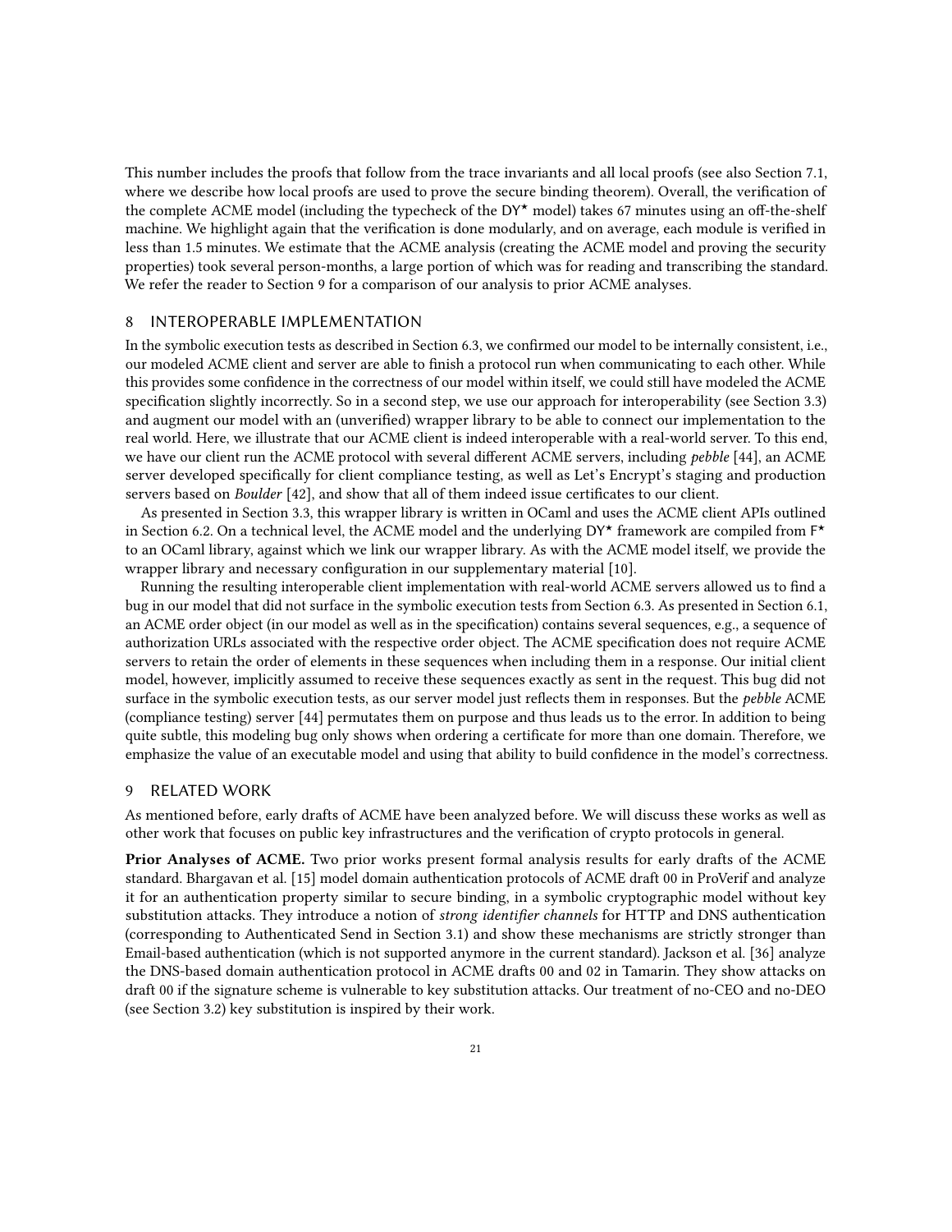This number includes the proofs that follow from the trace invariants and all local proofs (see also Section 7.1, where we describe how local proofs are used to prove the secure binding theorem). Overall, the verification of the complete ACME model (including the typecheck of the DY★ model) takes 67 minutes using an off-the-shelf machine. We highlight again that the verification is done modularly, and on average, each module is verified in less than 1.5 minutes. We estimate that the ACME analysis (creating the ACME model and proving the security properties) took several person-months, a large portion of which was for reading and transcribing the standard. We refer the reader to Section 9 for a comparison of our analysis to prior ACME analyses.

## 8 INTEROPERABLE IMPLEMENTATION

In the symbolic execution tests as described in Section 6.3, we confirmed our model to be internally consistent, i.e., our modeled ACME client and server are able to finish a protocol run when communicating to each other. While this provides some confidence in the correctness of our model within itself, we could still have modeled the ACME specification slightly incorrectly. So in a second step, we use our approach for interoperability (see Section 3.3) and augment our model with an (unverified) wrapper library to be able to connect our implementation to the real world. Here, we illustrate that our ACME client is indeed interoperable with a real-world server. To this end, we have our client run the ACME protocol with several different ACME servers, including *pebble* [44], an ACME server developed specifically for client compliance testing, as well as Let's Encrypt's staging and production servers based on *Boulder* [42], and show that all of them indeed issue certificates to our client.

As presented in Section 3.3, this wrapper library is written in OCaml and uses the ACME client APIs outlined in Section 6.2. On a technical level, the ACME model and the underlying DY★ framework are compiled from F★ to an OCaml library, against which we link our wrapper library. As with the ACME model itself, we provide the wrapper library and necessary configuration in our supplementary material [10].

Running the resulting interoperable client implementation with real-world ACME servers allowed us to find a bug in our model that did not surface in the symbolic execution tests from Section 6.3. As presented in Section 6.1, an ACME order object (in our model as well as in the specification) contains several sequences, e.g., a sequence of authorization URLs associated with the respective order object. The ACME specification does not require ACME servers to retain the order of elements in these sequences when including them in a response. Our initial client model, however, implicitly assumed to receive these sequences exactly as sent in the request. This bug did not surface in the symbolic execution tests, as our server model just reflects them in responses. But the *pebble* ACME (compliance testing) server [44] permutates them on purpose and thus leads us to the error. In addition to being quite subtle, this modeling bug only shows when ordering a certificate for more than one domain. Therefore, we emphasize the value of an executable model and using that ability to build confidence in the model's correctness.

## 9 RELATED WORK

As mentioned before, early drafts of ACME have been analyzed before. We will discuss these works as well as other work that focuses on public key infrastructures and the verification of crypto protocols in general.

**Prior Analyses of ACME.** Two prior works present formal analysis results for early drafts of the ACME standard. Bhargavan et al. [15] model domain authentication protocols of ACME draft 00 in ProVerif and analyze it for an authentication property similar to secure binding, in a symbolic cryptographic model without key substitution attacks. They introduce a notion of *strong identifier channels* for HTTP and DNS authentication (corresponding to Authenticated Send in Section 3.1) and show these mechanisms are strictly stronger than Email-based authentication (which is not supported anymore in the current standard). Jackson et al. [36] analyze the DNS-based domain authentication protocol in ACME drafts 00 and 02 in Tamarin. They show attacks on draft 00 if the signature scheme is vulnerable to key substitution attacks. Our treatment of no-CEO and no-DEO (see Section 3.2) key substitution is inspired by their work.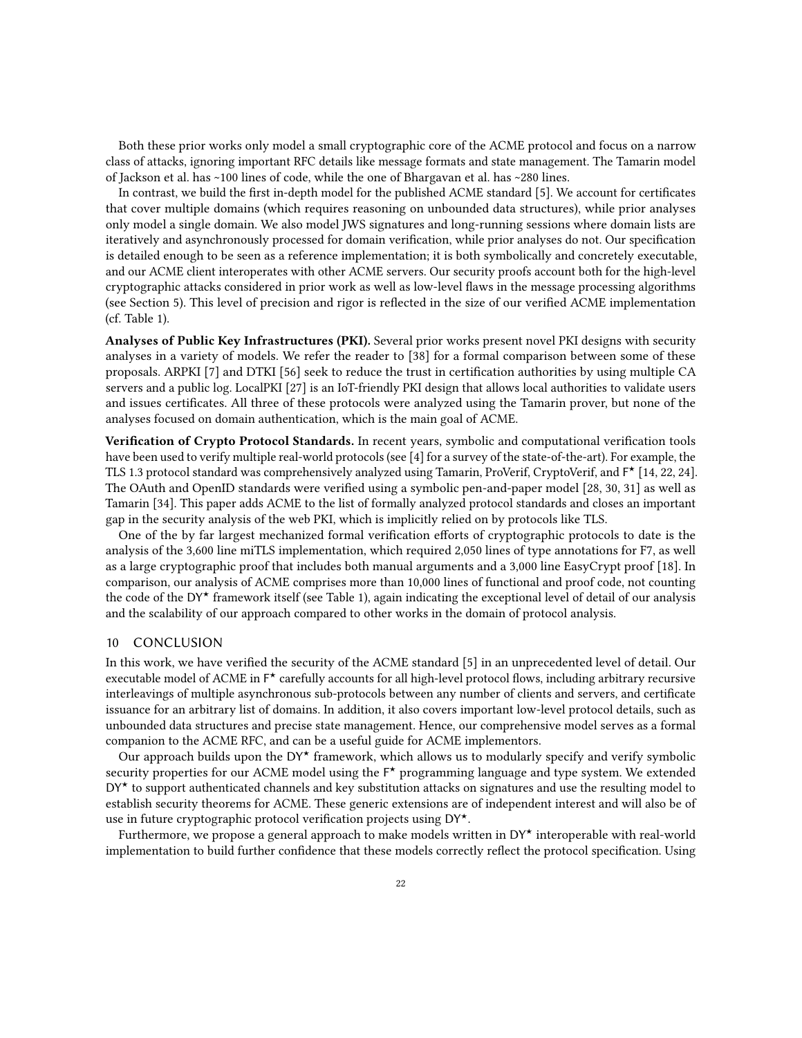Both these prior works only model a small cryptographic core of the ACME protocol and focus on a narrow class of attacks, ignoring important RFC details like message formats and state management. The Tamarin model of Jackson et al. has ~100 lines of code, while the one of Bhargavan et al. has ~280 lines.

In contrast, we build the first in-depth model for the published ACME standard [5]. We account for certificates that cover multiple domains (which requires reasoning on unbounded data structures), while prior analyses only model a single domain. We also model JWS signatures and long-running sessions where domain lists are iteratively and asynchronously processed for domain verification, while prior analyses do not. Our specification is detailed enough to be seen as a reference implementation; it is both symbolically and concretely executable, and our ACME client interoperates with other ACME servers. Our security proofs account both for the high-level cryptographic attacks considered in prior work as well as low-level flaws in the message processing algorithms (see Section 5). This level of precision and rigor is reflected in the size of our verified ACME implementation (cf. Table 1).

**Analyses of Public Key Infrastructures (PKI).** Several prior works present novel PKI designs with security analyses in a variety of models. We refer the reader to [38] for a formal comparison between some of these proposals. ARPKI [7] and DTKI [56] seek to reduce the trust in certification authorities by using multiple CA servers and a public log. LocalPKI [27] is an IoT-friendly PKI design that allows local authorities to validate users and issues certificates. All three of these protocols were analyzed using the Tamarin prover, but none of the analyses focused on domain authentication, which is the main goal of ACME.

**Verification of Crypto Protocol Standards.** In recent years, symbolic and computational verification tools have been used to verify multiple real-world protocols (see [4] for a survey of the state-of-the-art). For example, the TLS 1.3 protocol standard was comprehensively analyzed using Tamarin, ProVerif, CryptoVerif, and F⋆ [14, 22, 24]. The OAuth and OpenID standards were verified using a symbolic pen-and-paper model [28, 30, 31] as well as Tamarin [34]. This paper adds ACME to the list of formally analyzed protocol standards and closes an important gap in the security analysis of the web PKI, which is implicitly relied on by protocols like TLS.

One of the by far largest mechanized formal verification efforts of cryptographic protocols to date is the analysis of the 3,600 line miTLS implementation, which required 2,050 lines of type annotations for F7, as well as a large cryptographic proof that includes both manual arguments and a 3,000 line EasyCrypt proof [18]. In comparison, our analysis of ACME comprises more than 10,000 lines of functional and proof code, not counting the code of the DY⋆ framework itself (see Table 1), again indicating the exceptional level of detail of our analysis and the scalability of our approach compared to other works in the domain of protocol analysis.

## 10 CONCLUSION

In this work, we have verified the security of the ACME standard [5] in an unprecedented level of detail. Our executable model of ACME in F⋆ carefully accounts for all high-level protocol flows, including arbitrary recursive interleavings of multiple asynchronous sub-protocols between any number of clients and servers, and certificate issuance for an arbitrary list of domains. In addition, it also covers important low-level protocol details, such as unbounded data structures and precise state management. Hence, our comprehensive model serves as a formal companion to the ACME RFC, and can be a useful guide for ACME implementors.

Our approach builds upon the DY⋆ framework, which allows us to modularly specify and verify symbolic security properties for our ACME model using the F⋆ programming language and type system. We extended DY⋆ to support authenticated channels and key substitution attacks on signatures and use the resulting model to establish security theorems for ACME. These generic extensions are of independent interest and will also be of use in future cryptographic protocol verification projects using DY⋆.

Furthermore, we propose a general approach to make models written in DY⋆ interoperable with real-world implementation to build further confidence that these models correctly reflect the protocol specification. Using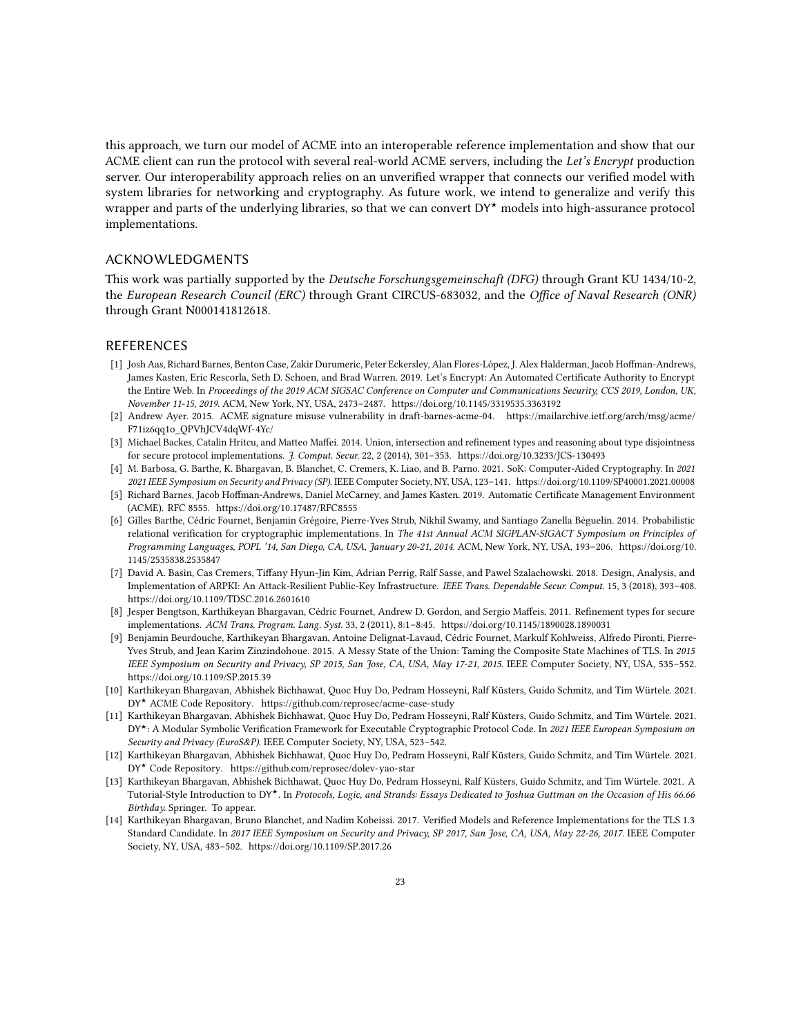this approach, we turn our model of ACME into an interoperable reference implementation and show that our ACME client can run the protocol with several real-world ACME servers, including the *Let's Encrypt* production server. Our interoperability approach relies on an unverified wrapper that connects our verified model with system libraries for networking and cryptography. As future work, we intend to generalize and verify this wrapper and parts of the underlying libraries, so that we can convert DY★ models into high-assurance protocol implementations.

## ACKNOWLEDGMENTS

This work was partially supported by the *Deutsche Forschungsgemeinschaft (DFG)* through Grant KU 1434/10-2, the *European Research Council (ERC)* through Grant CIRCUS-683032, and the *Office of Naval Research (ONR)* through Grant N000141812618.

## REFERENCES

[1] Josh Aas, Richard Barnes, Benton Case, Zakir Durumeric, Peter Eckersley, Alan Flores-López, J. Alex Halderman, Jacob Hoffman-Andrews, James Kasten, Eric Rescorla, Seth D. Schoen, and Brad Warren. 2019. Let's Encrypt: An Automated Certificate Authority to Encrypt the Entire Web. In *Proceedings of the 2019 ACM SIGSAC Conference on Computer and Communications Security, CCS 2019, London, UK, November 11-15, 2019*. ACM, New York, NY, USA, 2473–2487. https://doi.org/10.1145/3319535.3363192

[2] Andrew Ayer. 2015. ACME signature misuse vulnerability in draft-barnes-acme-04. https://mailarchive.ietf.org/arch/msg/acme/F71iz6qq1o_QPVhJCV4dqWf-4Yc/

[3] Michael Backes, Catalin Hritcu, and Matteo Maffei. 2014. Union, intersection and refinement types and reasoning about type disjointness for secure protocol implementations. *J. Comput. Secur.* 22, 2 (2014), 301–353. https://doi.org/10.3233/JCS-130493

[4] M. Barbosa, G. Barthe, K. Bhargavan, B. Blanchet, C. Cremers, K. Liao, and B. Parno. 2021. SoK: Computer-Aided Cryptography. In *2021 2021 IEEE Symposium on Security and Privacy (SP)*. IEEE Computer Society, NY, USA, 123–141. https://doi.org/10.1109/SP40001.2021.00008

[5] Richard Barnes, Jacob Hoffman-Andrews, Daniel McCarney, and James Kasten. 2019. Automatic Certificate Management Environment (ACME). RFC 8555. https://doi.org/10.17487/RFC8555

[6] Gilles Barthe, Cédric Fournet, Benjamin Grégoire, Pierre-Yves Strub, Nikhil Swamy, and Santiago Zanella Béguelin. 2014. Probabilistic relational verification for cryptographic implementations. In *The 41st Annual ACM SIGPLAN-SIGACT Symposium on Principles of Programming Languages, POPL '14, San Diego, CA, USA, January 20-21, 2014*. ACM, New York, NY, USA, 193–206. https://doi.org/10.1145/2535838.2535847

[7] David A. Basin, Cas Cremers, Tiffany Hyun-Jin Kim, Adrian Perrig, Ralf Sasse, and Pawel Szalachowski. 2018. Design, Analysis, and Implementation of ARPKI: An Attack-Resilient Public-Key Infrastructure. *IEEE Trans. Dependable Secur. Comput.* 15, 3 (2018), 393–408. https://doi.org/10.1109/TDSC.2016.2601610

[8] Jesper Bengtson, Karthikeyan Bhargavan, Cédric Fournet, Andrew D. Gordon, and Sergio Maffeis. 2011. Refinement types for secure implementations. *ACM Trans. Program. Lang. Syst.* 33, 2 (2011), 8:1–8:45. https://doi.org/10.1145/1890028.1890031

[9] Benjamin Beurdouche, Karthikeyan Bhargavan, Antoine Delignat-Lavaud, Cédric Fournet, Markulf Kohlweiss, Alfredo Pironti, Pierre-Yves Strub, and Jean Karim Zinzindohoue. 2015. A Messy State of the Union: Taming the Composite State Machines of TLS. In *2015 IEEE Symposium on Security and Privacy, SP 2015, San Jose, CA, USA, May 17-21, 2015*. IEEE Computer Society, NY, USA, 535–552. https://doi.org/10.1109/SP.2015.39

[10] Karthikeyan Bhargavan, Abhishek Bichhawat, Quoc Huy Do, Pedram Hosseyni, Ralf Küsters, Guido Schmitz, and Tim Würtele. 2021. DY★ ACME Code Repository. https://github.com/reprosec/acme-case-study

[11] Karthikeyan Bhargavan, Abhishek Bichhawat, Quoc Huy Do, Pedram Hosseyni, Ralf Küsters, Guido Schmitz, and Tim Würtele. 2021. DY★: A Modular Symbolic Verification Framework for Executable Cryptographic Protocol Code. In *2021 IEEE European Symposium on Security and Privacy (EuroS&P)*. IEEE Computer Society, NY, USA, 523–542.

[12] Karthikeyan Bhargavan, Abhishek Bichhawat, Quoc Huy Do, Pedram Hosseyni, Ralf Küsters, Guido Schmitz, and Tim Würtele. 2021. DY★ Code Repository. https://github.com/reprosec/dolev-yao-star

[13] Karthikeyan Bhargavan, Abhishek Bichhawat, Quoc Huy Do, Pedram Hosseyni, Ralf Küsters, Guido Schmitz, and Tim Würtele. 2021. A Tutorial-Style Introduction to DY★. In *Protocols, Logic, and Strands: Essays Dedicated to Joshua Guttman on the Occasion of His 66.66 Birthday*. Springer. To appear.

[14] Karthikeyan Bhargavan, Bruno Blanchet, and Nadim Kobeissi. 2017. Verified Models and Reference Implementations for the TLS 1.3 Standard Candidate. In *2017 IEEE Symposium on Security and Privacy, SP 2017, San Jose, CA, USA, May 22-26, 2017*. IEEE Computer Society, NY, USA, 483–502. https://doi.org/10.1109/SP.2017.26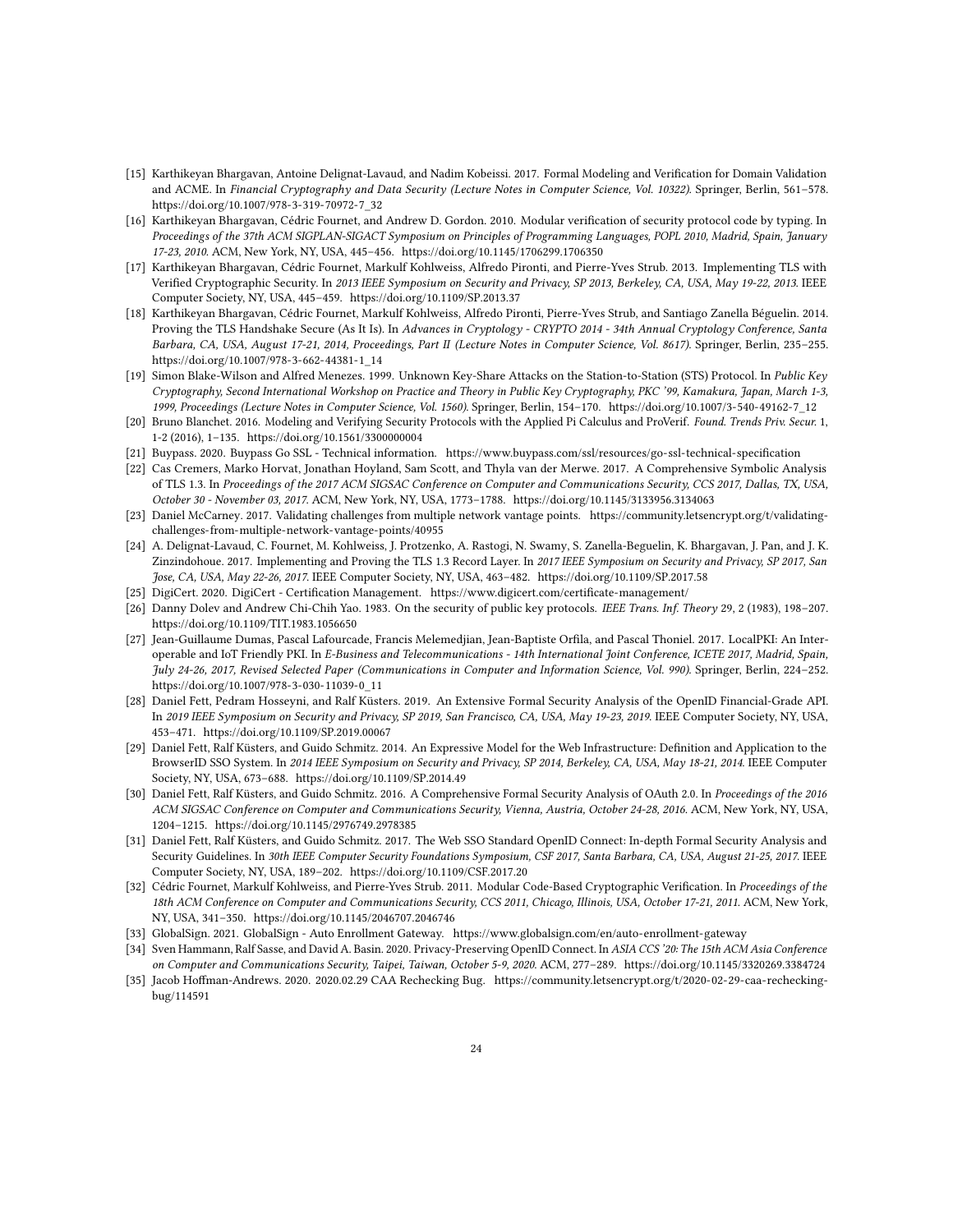- [15] Karthikeyan Bhargavan, Antoine Delignat-Lavaud, and Nadim Kobeissi. 2017. Formal Modeling and Verification for Domain Validation and ACME. In *Financial Cryptography and Data Security (Lecture Notes in Computer Science, Vol. 10322)*. Springer, Berlin, 561–578. https://doi.org/10.1007/978-3-319-70972-7_32
- [16] Karthikeyan Bhargavan, Cédric Fournet, and Andrew D. Gordon. 2010. Modular verification of security protocol code by typing. In *Proceedings of the 37th ACM SIGPLAN-SIGACT Symposium on Principles of Programming Languages, POPL 2010, Madrid, Spain, January 17-23, 2010*. ACM, New York, NY, USA, 445–456. https://doi.org/10.1145/1706299.1706350
- [17] Karthikeyan Bhargavan, Cédric Fournet, Markulf Kohlweiss, Alfredo Pironti, and Pierre-Yves Strub. 2013. Implementing TLS with Verified Cryptographic Security. In *2013 IEEE Symposium on Security and Privacy, SP 2013, Berkeley, CA, USA, May 19-22, 2013*. IEEE Computer Society, NY, USA, 445–459. https://doi.org/10.1109/SP.2013.37
- [18] Karthikeyan Bhargavan, Cédric Fournet, Markulf Kohlweiss, Alfredo Pironti, Pierre-Yves Strub, and Santiago Zanella Béguelin. 2014. Proving the TLS Handshake Secure (As It Is). In *Advances in Cryptology - CRYPTO 2014 - 34th Annual Cryptology Conference, Santa Barbara, CA, USA, August 17-21, 2014, Proceedings, Part II (Lecture Notes in Computer Science, Vol. 8617)*. Springer, Berlin, 235–255. https://doi.org/10.1007/978-3-662-44381-1_14
- [19] Simon Blake-Wilson and Alfred Menezes. 1999. Unknown Key-Share Attacks on the Station-to-Station (STS) Protocol. In *Public Key Cryptography, Second International Workshop on Practice and Theory in Public Key Cryptography, PKC '99, Kamakura, Japan, March 1-3, 1999, Proceedings (Lecture Notes in Computer Science, Vol. 1560)*. Springer, Berlin, 154–170. https://doi.org/10.1007/3-540-49162-7_12
- [20] Bruno Blanchet. 2016. Modeling and Verifying Security Protocols with the Applied Pi Calculus and ProVerif. *Found. Trends Priv. Secur.* 1, 1-2 (2016), 1–135. https://doi.org/10.1561/3300000004
- [21] Buypass. 2020. Buypass Go SSL - Technical information. https://www.buypass.com/ssl/resources/go-ssl-technical-specification
- [22] Cas Cremers, Marko Horvat, Jonathan Hoyland, Sam Scott, and Thyla van der Merwe. 2017. A Comprehensive Symbolic Analysis of TLS 1.3. In *Proceedings of the 2017 ACM SIGSAC Conference on Computer and Communications Security, CCS 2017, Dallas, TX, USA, October 30 - November 03, 2017*. ACM, New York, NY, USA, 1773–1788. https://doi.org/10.1145/3133956.3134063
- [23] Daniel McCarney. 2017. Validating challenges from multiple network vantage points. https://community.letsencrypt.org/t/validating-challenges-from-multiple-network-vantage-points/40955
- [24] A. Delignat-Lavaud, C. Fournet, M. Kohlweiss, J. Protzenko, A. Rastogi, N. Swamy, S. Zanella-Beguelin, K. Bhargavan, J. Pan, and J. K. Zinzindohoue. 2017. Implementing and Proving the TLS 1.3 Record Layer. In *2017 IEEE Symposium on Security and Privacy, SP 2017, San Jose, CA, USA, May 22-26, 2017*. IEEE Computer Society, NY, USA, 463–482. https://doi.org/10.1109/SP.2017.58
- [25] DigiCert. 2020. DigiCert - Certification Management. https://www.digicert.com/certificate-management/
- [26] Danny Dolev and Andrew Chi-Chih Yao. 1983. On the security of public key protocols. *IEEE Trans. Inf. Theory* 29, 2 (1983), 198–207. https://doi.org/10.1109/TIT.1983.1056650
- [27] Jean-Guillaume Dumas, Pascal Lafourcade, Francis Melemedjian, Jean-Baptiste Orfila, and Pascal Thoniel. 2017. LocalPKI: An Interoperable and IoT Friendly PKI. In *E-Business and Telecommunications - 14th International Joint Conference, ICETE 2017, Madrid, Spain, July 24-26, 2017, Revised Selected Paper (Communications in Computer and Information Science, Vol. 990)*. Springer, Berlin, 224–252. https://doi.org/10.1007/978-3-030-11039-0_11
- [28] Daniel Fett, Pedram Hosseyni, and Ralf Küsters. 2019. An Extensive Formal Security Analysis of the OpenID Financial-Grade API. In *2019 IEEE Symposium on Security and Privacy, SP 2019, San Francisco, CA, USA, May 19-23, 2019*. IEEE Computer Society, NY, USA, 453–471. https://doi.org/10.1109/SP.2019.00067
- [29] Daniel Fett, Ralf Küsters, and Guido Schmitz. 2014. An Expressive Model for the Web Infrastructure: Definition and Application to the BrowserID SSO System. In *2014 IEEE Symposium on Security and Privacy, SP 2014, Berkeley, CA, USA, May 18-21, 2014*. IEEE Computer Society, NY, USA, 673–688. https://doi.org/10.1109/SP.2014.49
- [30] Daniel Fett, Ralf Küsters, and Guido Schmitz. 2016. A Comprehensive Formal Security Analysis of OAuth 2.0. In *Proceedings of the 2016 ACM SIGSAC Conference on Computer and Communications Security, Vienna, Austria, October 24-28, 2016*. ACM, New York, NY, USA, 1204–1215. https://doi.org/10.1145/2976749.2978385
- [31] Daniel Fett, Ralf Küsters, and Guido Schmitz. 2017. The Web SSO Standard OpenID Connect: In-depth Formal Security Analysis and Security Guidelines. In *30th IEEE Computer Security Foundations Symposium, CSF 2017, Santa Barbara, CA, USA, August 21-25, 2017*. IEEE Computer Society, NY, USA, 189–202. https://doi.org/10.1109/CSF.2017.20
- [32] Cédric Fournet, Markulf Kohlweiss, and Pierre-Yves Strub. 2011. Modular Code-Based Cryptographic Verification. In *Proceedings of the 18th ACM Conference on Computer and Communications Security, CCS 2011, Chicago, Illinois, USA, October 17-21, 2011*. ACM, New York, NY, USA, 341–350. https://doi.org/10.1145/2046707.2046746
- [33] GlobalSign. 2021. GlobalSign - Auto Enrollment Gateway. https://www.globalsign.com/en/auto-enrollment-gateway
- [34] Sven Hammann, Ralf Sasse, and David A. Basin. 2020. Privacy-Preserving OpenID Connect. In *ASIA CCS '20: The 15th ACM Asia Conference on Computer and Communications Security, Taipei, Taiwan, October 5-9, 2020*. ACM, 277–289. https://doi.org/10.1145/3320269.3384724
- [35] Jacob Hoffman-Andrews. 2020. 2020.02.29 CAA Rechecking Bug. https://community.letsencrypt.org/t/2020-02-29-caa-rechecking-bug/114591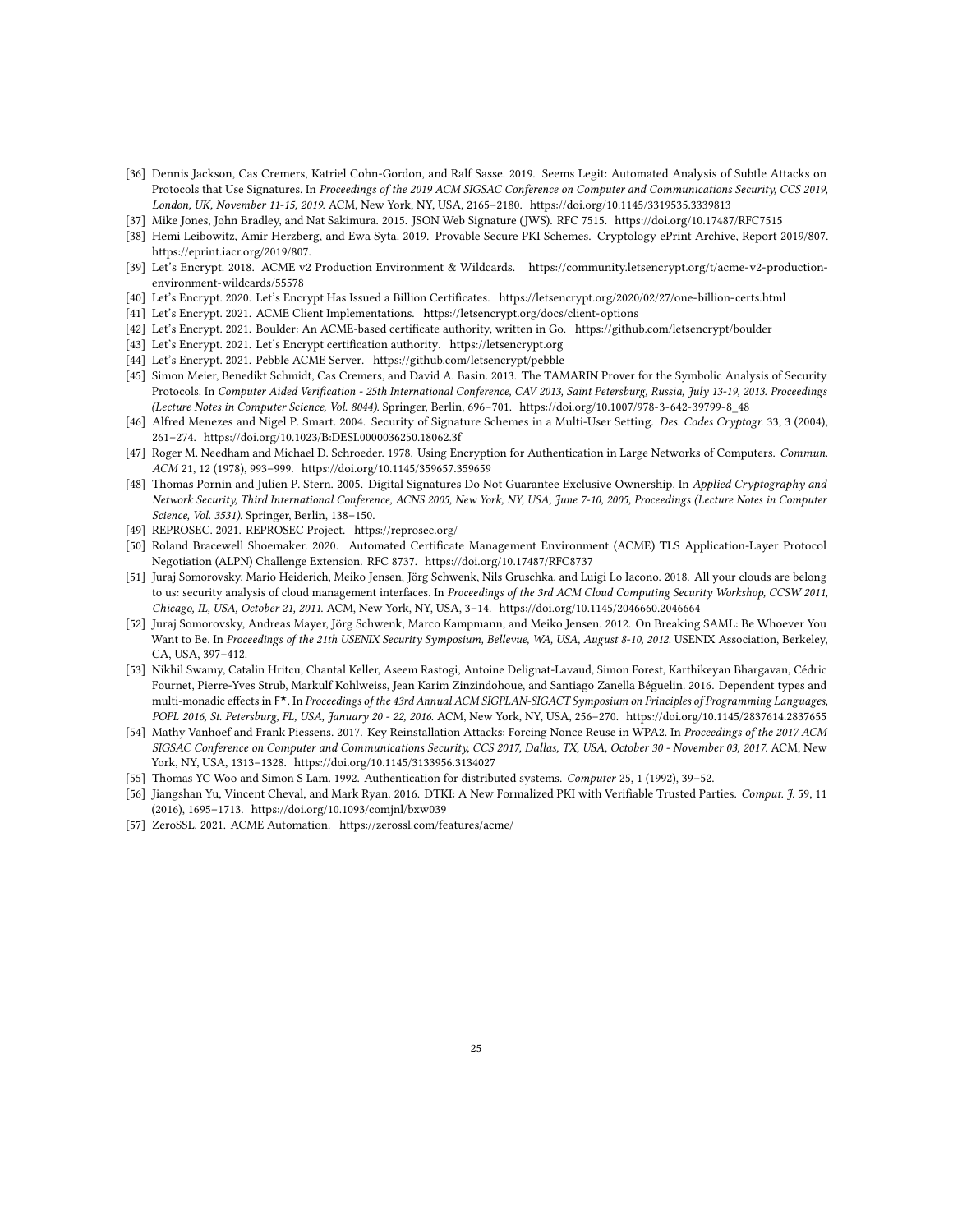[36] Dennis Jackson, Cas Cremers, Katriel Cohn-Gordon, and Ralf Sasse. 2019. Seems Legit: Automated Analysis of Subtle Attacks on Protocols that Use Signatures. In *Proceedings of the 2019 ACM SIGSAC Conference on Computer and Communications Security, CCS 2019, London, UK, November 11-15, 2019.* ACM, New York, NY, USA, 2165–2180. https://doi.org/10.1145/3319535.3339813

[37] Mike Jones, John Bradley, and Nat Sakimura. 2015. JSON Web Signature (JWS). RFC 7515. https://doi.org/10.17487/RFC7515

[38] Hemi Leibowitz, Amir Herzberg, and Ewa Syta. 2019. Provable Secure PKI Schemes. Cryptology ePrint Archive, Report 2019/807. https://eprint.iacr.org/2019/807.

[39] Let's Encrypt. 2018. ACME v2 Production Environment & Wildcards. https://community.letsencrypt.org/t/acme-v2-production-environment-wildcards/55578

[40] Let's Encrypt. 2020. Let's Encrypt Has Issued a Billion Certificates. https://letsencrypt.org/2020/02/27/one-billion-certs.html

[41] Let's Encrypt. 2021. ACME Client Implementations. https://letsencrypt.org/docs/client-options

[42] Let's Encrypt. 2021. Boulder: An ACME-based certificate authority, written in Go. https://github.com/letsencrypt/boulder

[43] Let's Encrypt. 2021. Let's Encrypt certification authority. https://letsencrypt.org

[44] Let's Encrypt. 2021. Pebble ACME Server. https://github.com/letsencrypt/pebble

[45] Simon Meier, Benedikt Schmidt, Cas Cremers, and David A. Basin. 2013. The TAMARIN Prover for the Symbolic Analysis of Security Protocols. In *Computer Aided Verification - 25th International Conference, CAV 2013, Saint Petersburg, Russia, July 13-19, 2013. Proceedings (Lecture Notes in Computer Science, Vol. 8044)*. Springer, Berlin, 696–701. https://doi.org/10.1007/978-3-642-39799-8_48

[46] Alfred Menezes and Nigel P. Smart. 2004. Security of Signature Schemes in a Multi-User Setting. *Des. Codes Cryptogr.* 33, 3 (2004), 261–274. https://doi.org/10.1023/B:DESI.0000036250.18062.3f

[47] Roger M. Needham and Michael D. Schroeder. 1978. Using Encryption for Authentication in Large Networks of Computers. *Commun. ACM* 21, 12 (1978), 993–999. https://doi.org/10.1145/359657.359659

[48] Thomas Pornin and Julien P. Stern. 2005. Digital Signatures Do Not Guarantee Exclusive Ownership. In *Applied Cryptography and Network Security, Third International Conference, ACNS 2005, New York, NY, USA, June 7-10, 2005, Proceedings (Lecture Notes in Computer Science, Vol. 3531)*. Springer, Berlin, 138–150.

[49] REPROSEC. 2021. REPROSEC Project. https://reprosec.org/

[50] Roland Bracewell Shoemaker. 2020. Automated Certificate Management Environment (ACME) TLS Application-Layer Protocol Negotiation (ALPN) Challenge Extension. RFC 8737. https://doi.org/10.17487/RFC8737

[51] Juraj Somorovsky, Mario Heiderich, Meiko Jensen, Jörg Schwenk, Nils Gruschka, and Luigi Lo Iacono. 2018. All your clouds are belong to us: security analysis of cloud management interfaces. In *Proceedings of the 3rd ACM Cloud Computing Security Workshop, CCSW 2011, Chicago, IL, USA, October 21, 2011.* ACM, New York, NY, USA, 3–14. https://doi.org/10.1145/2046660.2046664

[52] Juraj Somorovsky, Andreas Mayer, Jörg Schwenk, Marco Kampmann, and Meiko Jensen. 2012. On Breaking SAML: Be Whoever You Want to Be. In *Proceedings of the 21th USENIX Security Symposium, Bellevue, WA, USA, August 8-10, 2012.* USENIX Association, Berkeley, CA, USA, 397–412.

[53] Nikhil Swamy, Catalin Hritcu, Chantal Keller, Aseem Rastogi, Antoine Delignat-Lavaud, Simon Forest, Karthikeyan Bhargavan, Cédric Fournet, Pierre-Yves Strub, Markulf Kohlweiss, Jean Karim Zinzindohoue, and Santiago Zanella Béguelin. 2016. Dependent types and multi-monadic effects in F*. In *Proceedings of the 43rd Annual ACM SIGPLAN-SIGACT Symposium on Principles of Programming Languages, POPL 2016, St. Petersburg, FL, USA, January 20 - 22, 2016.* ACM, New York, NY, USA, 256–270. https://doi.org/10.1145/2837614.2837655

[54] Mathy Vanhoef and Frank Piessens. 2017. Key Reinstallation Attacks: Forcing Nonce Reuse in WPA2. In *Proceedings of the 2017 ACM SIGSAC Conference on Computer and Communications Security, CCS 2017, Dallas, TX, USA, October 30 - November 03, 2017.* ACM, New York, NY, USA, 1313–1328. https://doi.org/10.1145/3133956.3134027

[55] Thomas YC Woo and Simon S Lam. 1992. Authentication for distributed systems. *Computer* 25, 1 (1992), 39–52.

[56] Jiangshan Yu, Vincent Cheval, and Mark Ryan. 2016. DTKI: A New Formalized PKI with Verifiable Trusted Parties. *Comput. J.* 59, 11 (2016), 1695–1713. https://doi.org/10.1093/comjnl/bxw039

[57] ZeroSSL. 2021. ACME Automation. https://zerossl.com/features/acme/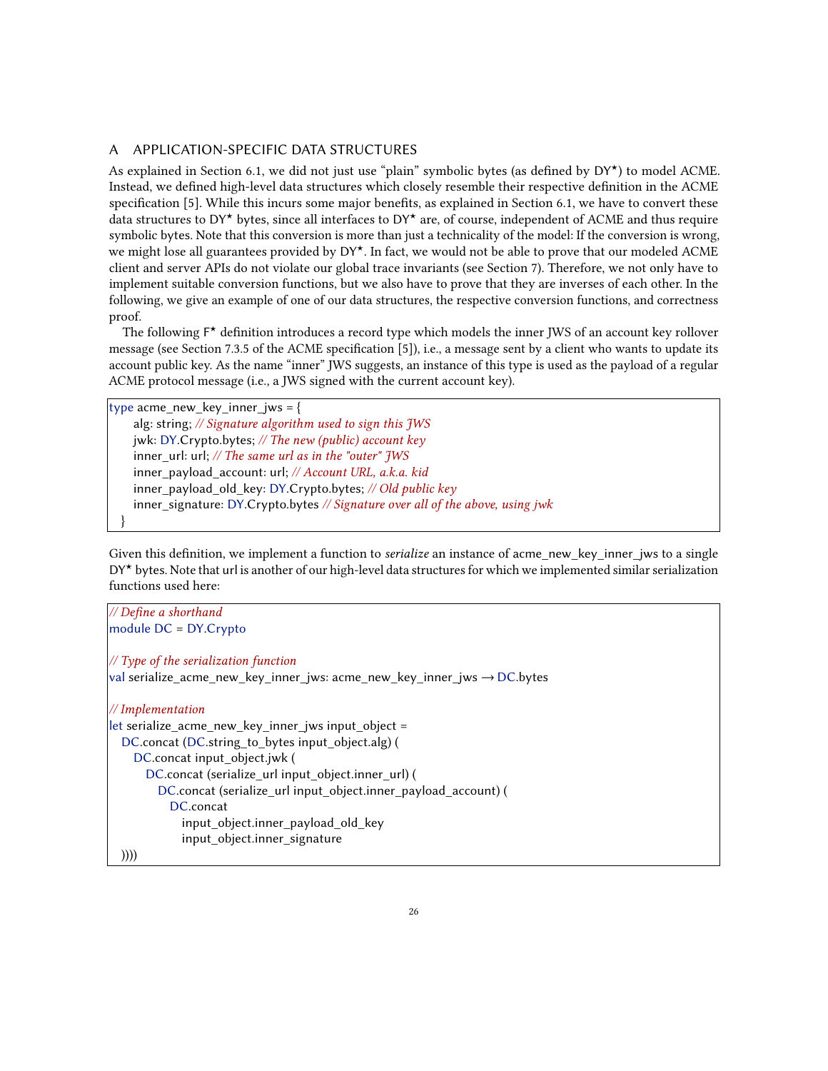## A APPLICATION-SPECIFIC DATA STRUCTURES

As explained in Section 6.1, we did not just use "plain" symbolic bytes (as defined by DY★) to model ACME. Instead, we defined high-level data structures which closely resemble their respective definition in the ACME specification [5]. While this incurs some major benefits, as explained in Section 6.1, we have to convert these data structures to DY★ bytes, since all interfaces to DY★ are, of course, independent of ACME and thus require symbolic bytes. Note that this conversion is more than just a technicality of the model: If the conversion is wrong, we might lose all guarantees provided by DY★. In fact, we would not be able to prove that our modeled ACME client and server APIs do not violate our global trace invariants (see Section 7). Therefore, we not only have to implement suitable conversion functions, but we also have to prove that they are inverses of each other. In the following, we give an example of one of our data structures, the respective conversion functions, and correctness proof.

The following F★ definition introduces a record type which models the inner JWS of an account key rollover message (see Section 7.3.5 of the ACME specification [5]), i.e., a message sent by a client who wants to update its account public key. As the name "inner" JWS suggests, an instance of this type is used as the payload of a regular ACME protocol message (i.e., a JWS signed with the current account key).

```
type acme_new_key_inner_jws = {
    alg: string; // Signature algorithm used to sign this JWS
    jwk: DY.Crypto.bytes; // The new (public) account key
    inner_url: url; // The same url as in the "outer" JWS
    inner_payload_account: url; // Account URL, a.k.a. kid
    inner_payload_old_key: DY.Crypto.bytes; // Old public key
    inner_signature: DY.Crypto.bytes // Signature over all of the above, using jwk
  }
```

Given this definition, we implement a function to *serialize* an instance of acme_new_key_inner_jws to a single DY★ bytes. Note that url is another of our high-level data structures for which we implemented similar serialization functions used here:

```
// Define a shorthand
module DC = DY.Crypto

// Type of the serialization function
val serialize_acme_new_key_inner_jws: acme_new_key_inner_jws → DC.bytes

// Implementation
let serialize_acme_new_key_inner_jws input_object =
  DC.concat (DC.string_to_bytes input_object.alg) (
    DC.concat input_object.jwk (
      DC.concat (serialize_url input_object.inner_url) (
        DC.concat (serialize_url input_object.inner_payload_account) (
          DC.concat
            input_object.inner_payload_old_key
            input_object.inner_signature
  ))))
```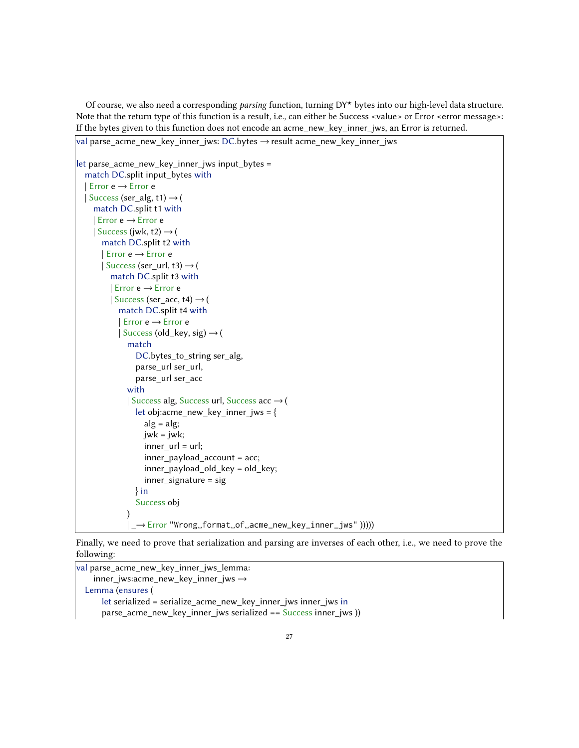Of course, we also need a corresponding *parsing* function, turning DY⋆ bytes into our high-level data structure. Note that the return type of this function is a result, i.e., can either be Success <value> or Error <error message>: If the bytes given to this function does not encode an acme_new_key_inner_jws, an Error is returned.

```
val parse_acme_new_key_inner_jws: DC.bytes → result acme_new_key_inner_jws

let parse_acme_new_key_inner_jws input_bytes =
  match DC.split input_bytes with
  | Error e → Error e
  | Success (ser_alg, t1) → (
    match DC.split t1 with
    | Error e → Error e
    | Success (jwk, t2) → (
      match DC.split t2 with
      | Error e → Error e
      | Success (ser_url, t3) → (
        match DC.split t3 with
        | Error e → Error e
        | Success (ser_acc, t4) → (
          match DC.split t4 with
          | Error e → Error e
          | Success (old_key, sig) → (
            match
              DC.bytes_to_string ser_alg,
              parse_url ser_url,
              parse_url ser_acc
            with
            | Success alg, Success url, Success acc → (
              let obj:acme_new_key_inner_jws = {
                alg = alg;
                jwk = jwk;
                inner_url = url;
                inner_payload_account = acc;
                inner_payload_old_key = old_key;
                inner_signature = sig
              } in
              Success obj
            )
            | _ → Error "Wrong␣format␣of␣acme_new_key_inner_jws" )))))
```

Finally, we need to prove that serialization and parsing are inverses of each other, i.e., we need to prove the following:

```
val parse_acme_new_key_inner_jws_lemma:
    inner_jws:acme_new_key_inner_jws →
  Lemma (ensures (
      let serialized = serialize_acme_new_key_inner_jws inner_jws in
      parse_acme_new_key_inner_jws serialized == Success inner_jws ))
```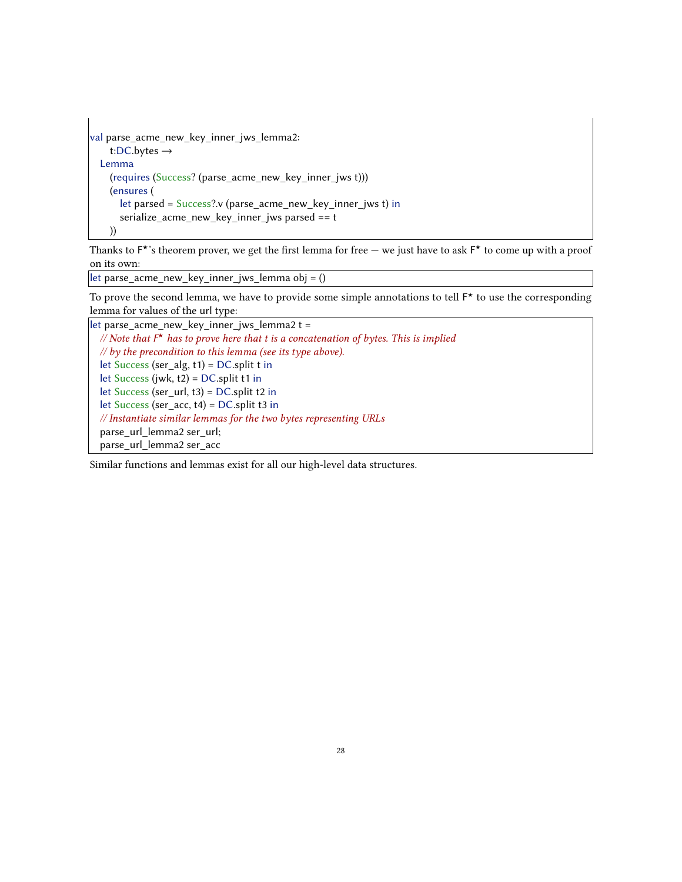```
val parse_acme_new_key_inner_jws_lemma2:
    t:DC.bytes →
  Lemma
    (requires (Success? (parse_acme_new_key_inner_jws t)))
    (ensures (
      let parsed = Success?.v (parse_acme_new_key_inner_jws t) in
      serialize_acme_new_key_inner_jws parsed == t
    ))
```

Thanks to F⋆'s theorem prover, we get the first lemma for free — we just have to ask F⋆ to come up with a proof on its own:

```
let parse_acme_new_key_inner_jws_lemma obj = ()
```

To prove the second lemma, we have to provide some simple annotations to tell F⋆ to use the corresponding lemma for values of the url type:

```
let parse_acme_new_key_inner_jws_lemma2 t =
  // Note that F⋆ has to prove here that t is a concatenation of bytes. This is implied
  // by the precondition to this lemma (see its type above).
  let Success (ser_alg, t1) = DC.split t in
  let Success (jwk, t2) = DC.split t1 in
  let Success (ser_url, t3) = DC.split t2 in
  let Success (ser_acc, t4) = DC.split t3 in
  // Instantiate similar lemmas for the two bytes representing URLs
  parse_url_lemma2 ser_url;
  parse_url_lemma2 ser_acc
```

Similar functions and lemmas exist for all our high-level data structures.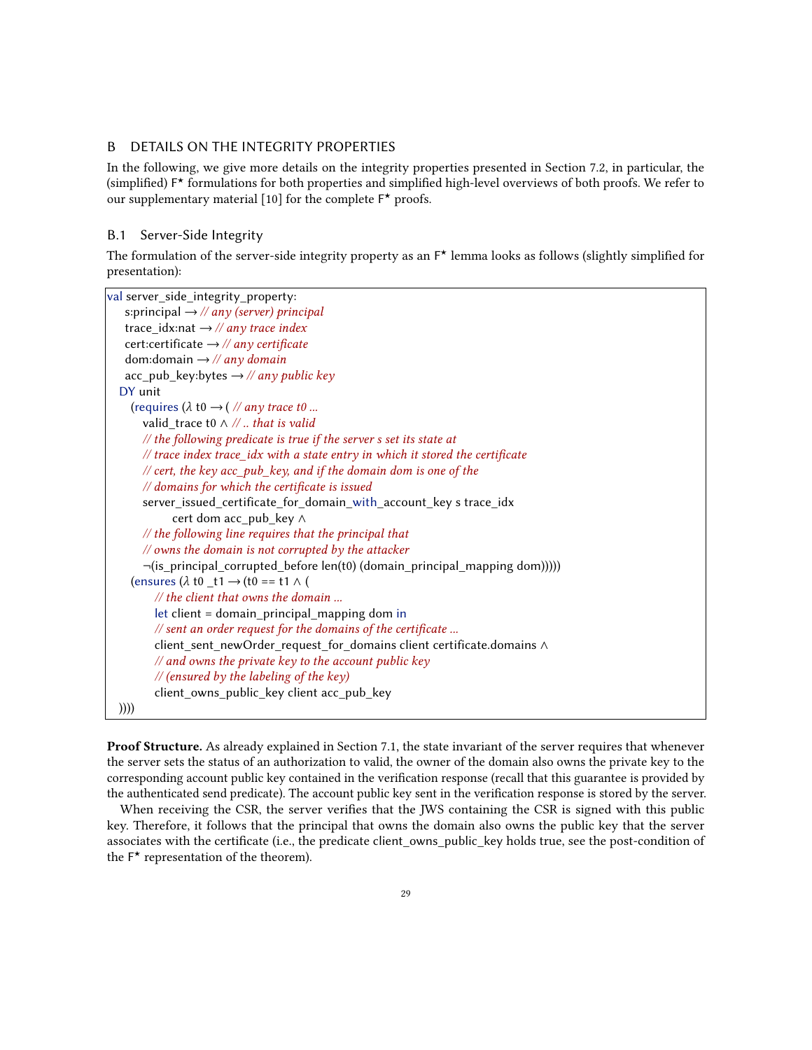## B DETAILS ON THE INTEGRITY PROPERTIES

In the following, we give more details on the integrity properties presented in Section 7.2, in particular, the (simplified) F* formulations for both properties and simplified high-level overviews of both proofs. We refer to our supplementary material [10] for the complete F* proofs.

### B.1 Server-Side Integrity

The formulation of the server-side integrity property as an F* lemma looks as follows (slightly simplified for presentation):

```
val server_side_integrity_property:
  s:principal → // any (server) principal
  trace_idx:nat → // any trace index
  cert:certificate → // any certificate
  dom:domain → // any domain
  acc_pub_key:bytes → // any public key
 DY unit
  (requires (λ t0 → ( // any trace t0 ...
    valid_trace t0 ∧ // .. that is valid
    // the following predicate is true if the server s set its state at
    // trace index trace_idx with a state entry in which it stored the certificate
    // cert, the key acc_pub_key, and if the domain dom is one of the
    // domains for which the certificate is issued
    server_issued_certificate_for_domain_with_account_key s trace_idx
        cert dom acc_pub_key ∧
    // the following line requires that the principal that
    // owns the domain is not corrupted by the attacker
    ¬(is_principal_corrupted_before len(t0) (domain_principal_mapping dom)))))
  (ensures (λ t0 _t1 → (t0 == t1 ∧ (
      // the client that owns the domain ...
      let client = domain_principal_mapping dom in
      // sent an order request for the domains of the certificate ...
      client_sent_newOrder_request_for_domains client certificate.domains ∧
      // and owns the private key to the account public key
      // (ensured by the labeling of the key)
      client_owns_public_key client acc_pub_key
))))
```

**Proof Structure.** As already explained in Section 7.1, the state invariant of the server requires that whenever the server sets the status of an authorization to valid, the owner of the domain also owns the private key to the corresponding account public key contained in the verification response (recall that this guarantee is provided by the authenticated send predicate). The account public key sent in the verification response is stored by the server.

When receiving the CSR, the server verifies that the JWS containing the CSR is signed with this public key. Therefore, it follows that the principal that owns the domain also owns the public key that the server associates with the certificate (i.e., the predicate client_owns_public_key holds true, see the post-condition of the F* representation of the theorem).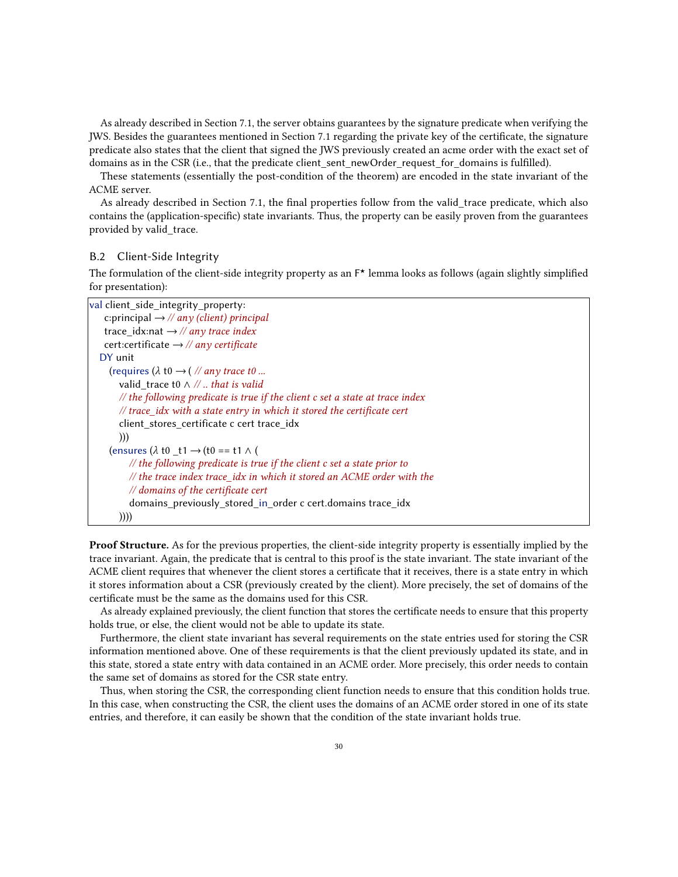As already described in Section 7.1, the server obtains guarantees by the signature predicate when verifying the JWS. Besides the guarantees mentioned in Section 7.1 regarding the private key of the certificate, the signature predicate also states that the client that signed the JWS previously created an acme order with the exact set of domains as in the CSR (i.e., that the predicate client_sent_newOrder_request_for_domains is fulfilled).

These statements (essentially the post-condition of the theorem) are encoded in the state invariant of the ACME server.

As already described in Section 7.1, the final properties follow from the valid_trace predicate, which also contains the (application-specific) state invariants. Thus, the property can be easily proven from the guarantees provided by valid_trace.

## B.2 Client-Side Integrity

The formulation of the client-side integrity property as an F⋆ lemma looks as follows (again slightly simplified for presentation):

```
val client_side_integrity_property:
   c:principal → // any (client) principal
   trace_idx:nat → // any trace index
   cert:certificate → // any certificate
  DY unit
    (requires (λ t0 → ( // any trace t0 ...
       valid_trace t0 ∧ // .. that is valid
       // the following predicate is true if the client c set a state at trace index
       // trace_idx with a state entry in which it stored the certificate cert
       client_stores_certificate c cert trace_idx
       )))
    (ensures (λ t0 _t1 → (t0 == t1 ∧ (
         // the following predicate is true if the client c set a state prior to
         // the trace index trace_idx in which it stored an ACME order with the
         // domains of the certificate cert
         domains_previously_stored_in_order c cert.domains trace_idx
       ))))
```

**Proof Structure.** As for the previous properties, the client-side integrity property is essentially implied by the trace invariant. Again, the predicate that is central to this proof is the state invariant. The state invariant of the ACME client requires that whenever the client stores a certificate that it receives, there is a state entry in which it stores information about a CSR (previously created by the client). More precisely, the set of domains of the certificate must be the same as the domains used for this CSR.

As already explained previously, the client function that stores the certificate needs to ensure that this property holds true, or else, the client would not be able to update its state.

Furthermore, the client state invariant has several requirements on the state entries used for storing the CSR information mentioned above. One of these requirements is that the client previously updated its state, and in this state, stored a state entry with data contained in an ACME order. More precisely, this order needs to contain the same set of domains as stored for the CSR state entry.

Thus, when storing the CSR, the corresponding client function needs to ensure that this condition holds true. In this case, when constructing the CSR, the client uses the domains of an ACME order stored in one of its state entries, and therefore, it can easily be shown that the condition of the state invariant holds true.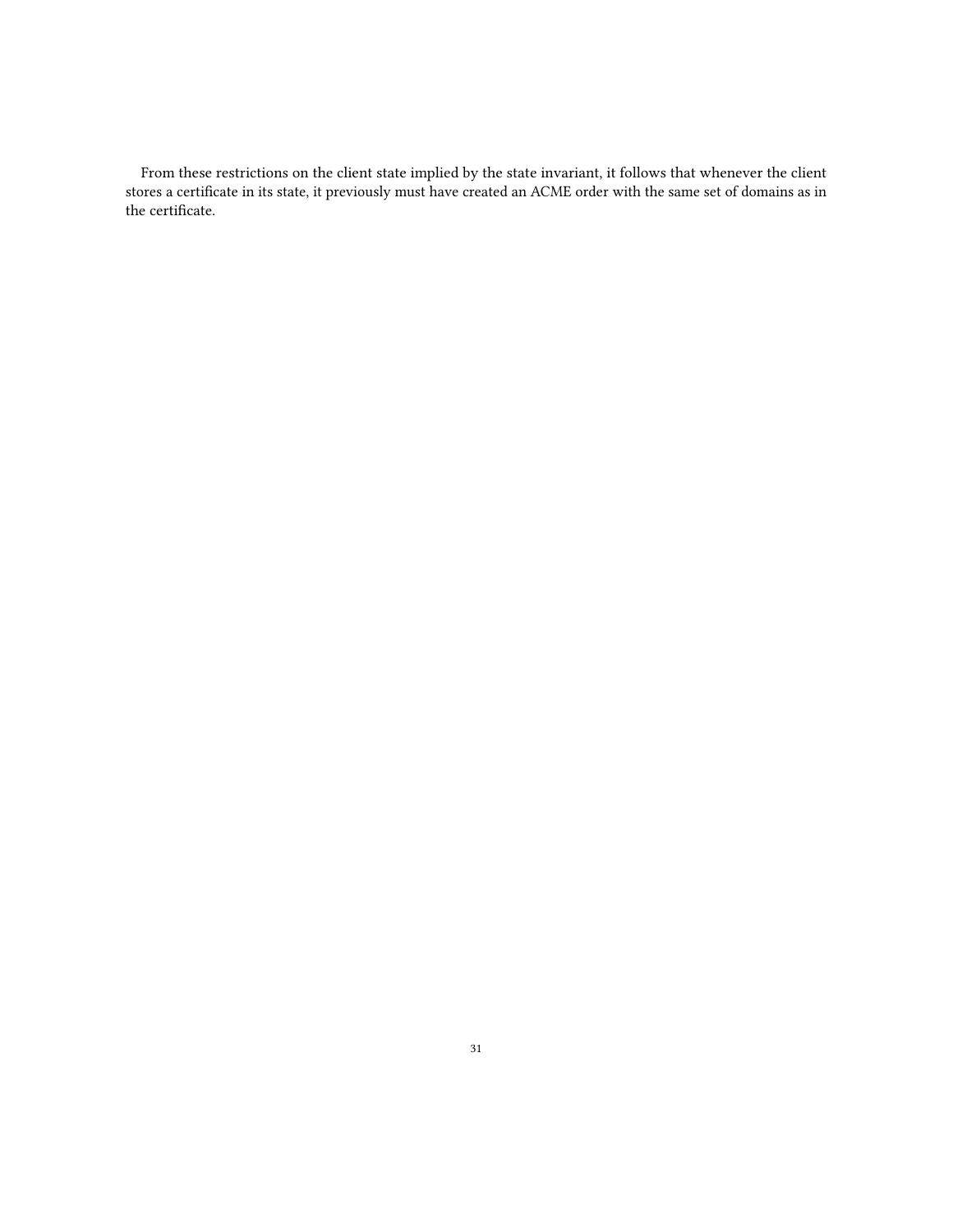From these restrictions on the client state implied by the state invariant, it follows that whenever the client stores a certificate in its state, it previously must have created an ACME order with the same set of domains as in the certificate.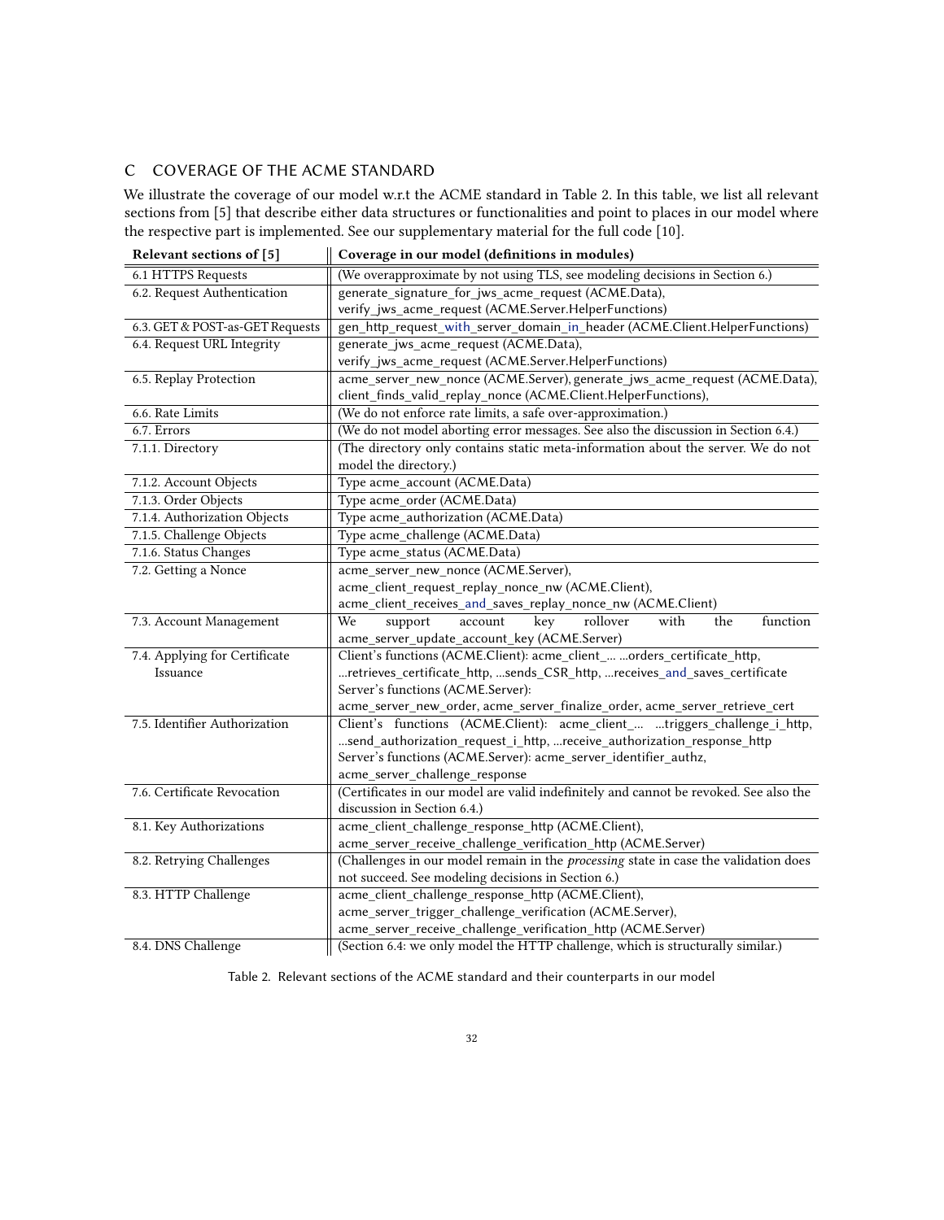## C COVERAGE OF THE ACME STANDARD

We illustrate the coverage of our model w.r.t the ACME standard in Table 2. In this table, we list all relevant sections from [5] that describe either data structures or functionalities and point to places in our model where the respective part is implemented. See our supplementary material for the full code [10].

| Relevant sections of [5] | Coverage in our model (definitions in modules) |
|---|---|
| 6.1 HTTPS Requests | (We overapproximate by not using TLS, see modeling decisions in Section 6.) |
| 6.2. Request Authentication | generate_signature_for_jws_acme_request (ACME.Data), verify_jws_acme_request (ACME.Server.HelperFunctions) |
| 6.3. GET & POST-as-GET Requests | gen_http_request_with_server_domain_in_header (ACME.Client.HelperFunctions) |
| 6.4. Request URL Integrity | generate_jws_acme_request (ACME.Data), verify_jws_acme_request (ACME.Server.HelperFunctions) |
| 6.5. Replay Protection | acme_server_new_nonce (ACME.Server), generate_jws_acme_request (ACME.Data), client_finds_valid_replay_nonce (ACME.Client.HelperFunctions), |
| 6.6. Rate Limits | (We do not enforce rate limits, a safe over-approximation.) |
| 6.7. Errors | (We do not model aborting error messages. See also the discussion in Section 6.4.) |
| 7.1.1. Directory | (The directory only contains static meta-information about the server. We do not model the directory.) |
| 7.1.2. Account Objects | Type acme_account (ACME.Data) |
| 7.1.3. Order Objects | Type acme_order (ACME.Data) |
| 7.1.4. Authorization Objects | Type acme_authorization (ACME.Data) |
| 7.1.5. Challenge Objects | Type acme_challenge (ACME.Data) |
| 7.1.6. Status Changes | Type acme_status (ACME.Data) |
| 7.2. Getting a Nonce | acme_server_new_nonce (ACME.Server), acme_client_request_replay_nonce_nw (ACME.Client), acme_client_receives_and_saves_replay_nonce_nw (ACME.Client) |
| 7.3. Account Management | We support account key rollover with the function acme_server_update_account_key (ACME.Server) |
| 7.4. Applying for Certificate Issuance | Client's functions (ACME.Client): acme_client_... ...orders_certificate_http, ...retrieves_certificate_http, ...sends_CSR_http, ...receives_and_saves_certificate Server's functions (ACME.Server): acme_server_new_order, acme_server_finalize_order, acme_server_retrieve_cert |
| 7.5. Identifier Authorization | Client's functions (ACME.Client): acme_client_... ...triggers_challenge_i_http, ...send_authorization_request_i_http, ...receive_authorization_response_http Server's functions (ACME.Server): acme_server_identifier_authz, acme_server_challenge_response |
| 7.6. Certificate Revocation | (Certificates in our model are valid indefinitely and cannot be revoked. See also the discussion in Section 6.4.) |
| 8.1. Key Authorizations | acme_client_challenge_response_http (ACME.Client), acme_server_receive_challenge_verification_http (ACME.Server) |
| 8.2. Retrying Challenges | (Challenges in our model remain in the *processing* state in case the validation does not succeed. See modeling decisions in Section 6.) |
| 8.3. HTTP Challenge | acme_client_challenge_response_http (ACME.Client), acme_server_trigger_challenge_verification (ACME.Server), acme_server_receive_challenge_verification_http (ACME.Server) |
| 8.4. DNS Challenge | (Section 6.4: we only model the HTTP challenge, which is structurally similar.) |

Table 2. Relevant sections of the ACME standard and their counterparts in our model